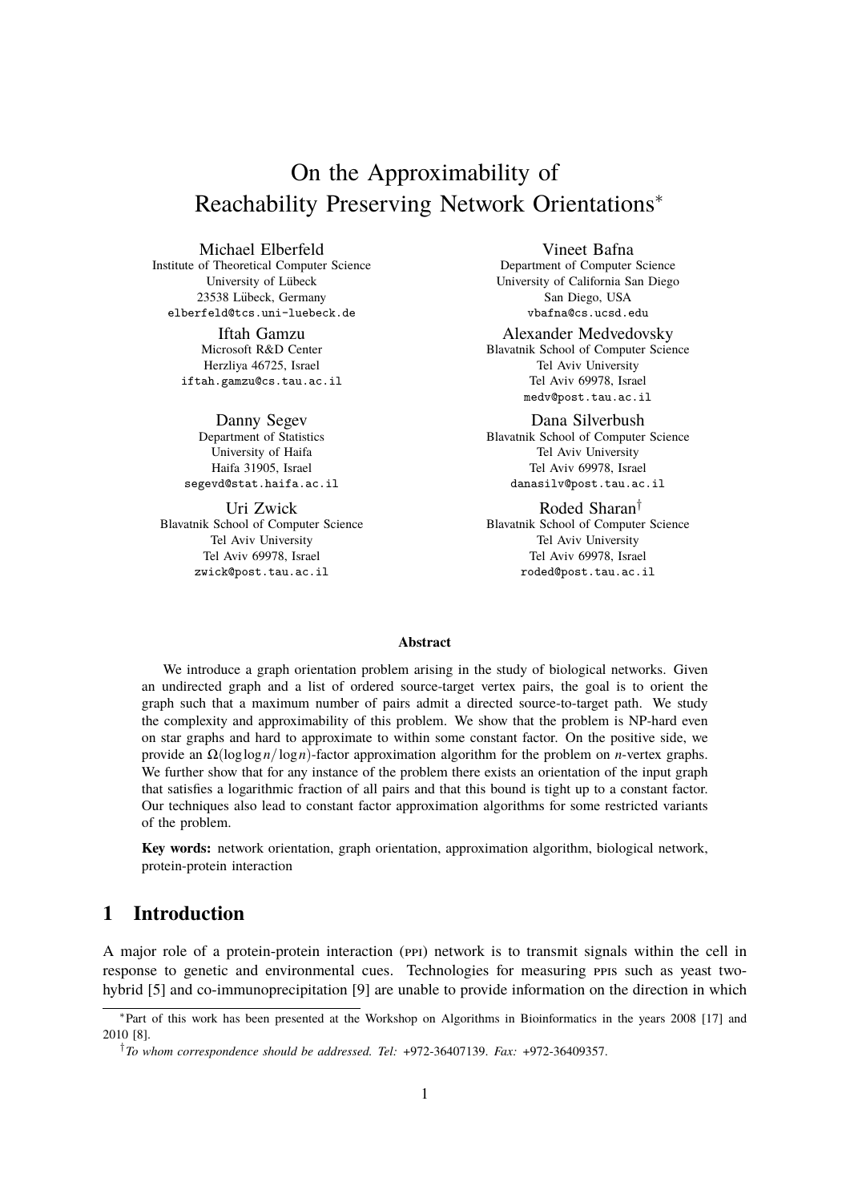# On the Approximability of Reachability Preserving Network Orientations*

Michael Elberfeld
Institute of Theoretical Computer Science
University of Lübeck
23538 Lübeck, Germany
elberfeld@tcs.uni-luebeck.de

Vineet Bafna
Department of Computer Science
University of California San Diego
San Diego, USA
vbafna@cs.ucsd.edu

Iftah Gamzu
Microsoft R&D Center
Herzliya 46725, Israel
iftah.gamzu@cs.tau.ac.il

Alexander Medvedovsky
Blavatnik School of Computer Science
Tel Aviv University
Tel Aviv 69978, Israel
medv@post.tau.ac.il

Danny Segev
Department of Statistics
University of Haifa
Haifa 31905, Israel
segevd@stat.haifa.ac.il

Dana Silverbush
Blavatnik School of Computer Science
Tel Aviv University
Tel Aviv 69978, Israel
danasilv@post.tau.ac.il

Uri Zwick
Blavatnik School of Computer Science
Tel Aviv University
Tel Aviv 69978, Israel
zwick@post.tau.ac.il

Roded Sharan†
Blavatnik School of Computer Science
Tel Aviv University
Tel Aviv 69978, Israel
roded@post.tau.ac.il

**Abstract**

We introduce a graph orientation problem arising in the study of biological networks. Given an undirected graph and a list of ordered source-target vertex pairs, the goal is to orient the graph such that a maximum number of pairs admit a directed source-to-target path. We study the complexity and approximability of this problem. We show that the problem is NP-hard even on star graphs and hard to approximate to within some constant factor. On the positive side, we provide an $\Omega(\log\log n/\log n)$-factor approximation algorithm for the problem on $n$-vertex graphs. We further show that for any instance of the problem there exists an orientation of the input graph that satisfies a logarithmic fraction of all pairs and that this bound is tight up to a constant factor. Our techniques also lead to constant factor approximation algorithms for some restricted variants of the problem.

**Key words:** network orientation, graph orientation, approximation algorithm, biological network, protein-protein interaction

## 1 Introduction

A major role of a protein-protein interaction (PPI) network is to transmit signals within the cell in response to genetic and environmental cues. Technologies for measuring PPIs such as yeast two-hybrid [5] and co-immunoprecipitation [9] are unable to provide information on the direction in which

---

*Part of this work has been presented at the Workshop on Algorithms in Bioinformatics in the years 2008 [17] and 2010 [8].

†*To whom correspondence should be addressed. Tel:* +972-36407139. *Fax:* +972-36409357.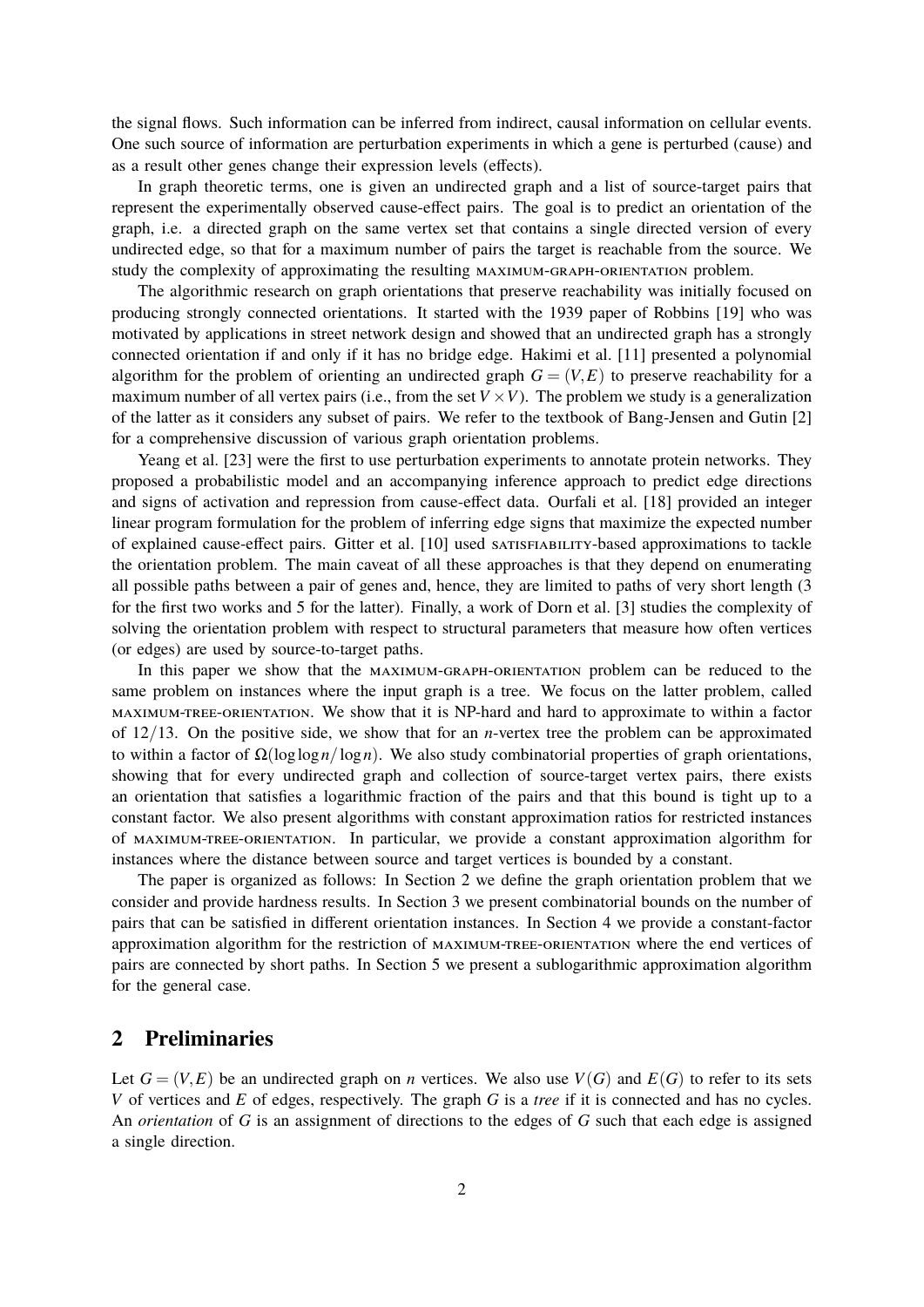the signal flows. Such information can be inferred from indirect, causal information on cellular events. One such source of information are perturbation experiments in which a gene is perturbed (cause) and as a result other genes change their expression levels (effects).

In graph theoretic terms, one is given an undirected graph and a list of source-target pairs that represent the experimentally observed cause-effect pairs. The goal is to predict an orientation of the graph, i.e. a directed graph on the same vertex set that contains a single directed version of every undirected edge, so that for a maximum number of pairs the target is reachable from the source. We study the complexity of approximating the resulting MAXIMUM-GRAPH-ORIENTATION problem.

The algorithmic research on graph orientations that preserve reachability was initially focused on producing strongly connected orientations. It started with the 1939 paper of Robbins [19] who was motivated by applications in street network design and showed that an undirected graph has a strongly connected orientation if and only if it has no bridge edge. Hakimi et al. [11] presented a polynomial algorithm for the problem of orienting an undirected graph $G = (V, E)$ to preserve reachability for a maximum number of all vertex pairs (i.e., from the set $V \times V$). The problem we study is a generalization of the latter as it considers any subset of pairs. We refer to the textbook of Bang-Jensen and Gutin [2] for a comprehensive discussion of various graph orientation problems.

Yeang et al. [23] were the first to use perturbation experiments to annotate protein networks. They proposed a probabilistic model and an accompanying inference approach to predict edge directions and signs of activation and repression from cause-effect data. Ourfali et al. [18] provided an integer linear program formulation for the problem of inferring edge signs that maximize the expected number of explained cause-effect pairs. Gitter et al. [10] used SATISFIABILITY-based approximations to tackle the orientation problem. The main caveat of all these approaches is that they depend on enumerating all possible paths between a pair of genes and, hence, they are limited to paths of very short length (3 for the first two works and 5 for the latter). Finally, a work of Dorn et al. [3] studies the complexity of solving the orientation problem with respect to structural parameters that measure how often vertices (or edges) are used by source-to-target paths.

In this paper we show that the MAXIMUM-GRAPH-ORIENTATION problem can be reduced to the same problem on instances where the input graph is a tree. We focus on the latter problem, called MAXIMUM-TREE-ORIENTATION. We show that it is NP-hard and hard to approximate to within a factor of $12/13$. On the positive side, we show that for an $n$-vertex tree the problem can be approximated to within a factor of $\Omega(\log\log n/\log n)$. We also study combinatorial properties of graph orientations, showing that for every undirected graph and collection of source-target vertex pairs, there exists an orientation that satisfies a logarithmic fraction of the pairs and that this bound is tight up to a constant factor. We also present algorithms with constant approximation ratios for restricted instances of MAXIMUM-TREE-ORIENTATION. In particular, we provide a constant approximation algorithm for instances where the distance between source and target vertices is bounded by a constant.

The paper is organized as follows: In Section 2 we define the graph orientation problem that we consider and provide hardness results. In Section 3 we present combinatorial bounds on the number of pairs that can be satisfied in different orientation instances. In Section 4 we provide a constant-factor approximation algorithm for the restriction of MAXIMUM-TREE-ORIENTATION where the end vertices of pairs are connected by short paths. In Section 5 we present a sublogarithmic approximation algorithm for the general case.

## 2 Preliminaries

Let $G = (V, E)$ be an undirected graph on $n$ vertices. We also use $V(G)$ and $E(G)$ to refer to its sets $V$ of vertices and $E$ of edges, respectively. The graph $G$ is a *tree* if it is connected and has no cycles. An *orientation* of $G$ is an assignment of directions to the edges of $G$ such that each edge is assigned a single direction.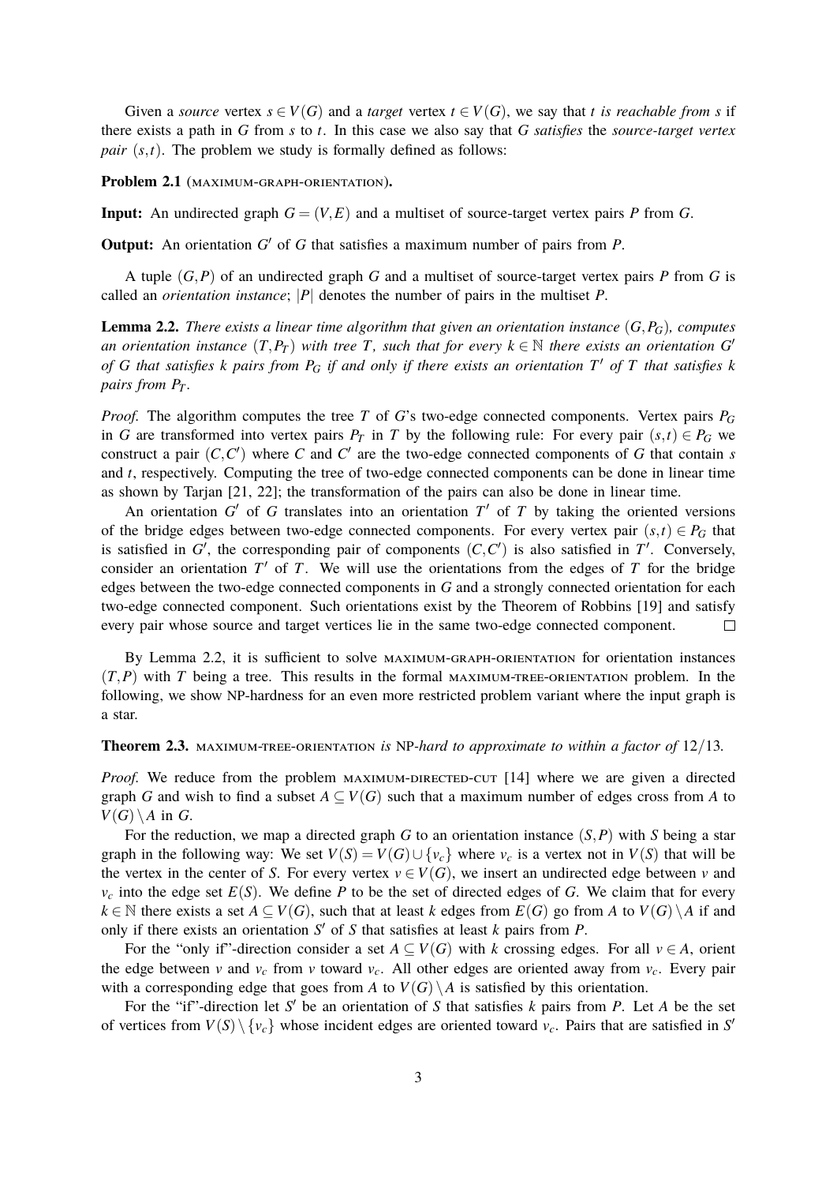Given a *source* vertex $s \in V(G)$ and a *target* vertex $t \in V(G)$, we say that *t is reachable from s* if there exists a path in $G$ from $s$ to $t$. In this case we also say that $G$ *satisfies* the *source-target vertex pair* $(s,t)$. The problem we study is formally defined as follows:

**Problem 2.1** (MAXIMUM-GRAPH-ORIENTATION).

**Input:** An undirected graph $G = (V,E)$ and a multiset of source-target vertex pairs $P$ from $G$.

**Output:** An orientation $G'$ of $G$ that satisfies a maximum number of pairs from $P$.

A tuple $(G,P)$ of an undirected graph $G$ and a multiset of source-target vertex pairs $P$ from $G$ is called an *orientation instance*; $|P|$ denotes the number of pairs in the multiset $P$.

**Lemma 2.2.** *There exists a linear time algorithm that given an orientation instance $(G,P_G)$, computes an orientation instance $(T,P_T)$ with tree $T$, such that for every $k \in \mathbb{N}$ there exists an orientation $G'$ of $G$ that satisfies $k$ pairs from $P_G$ if and only if there exists an orientation $T'$ of $T$ that satisfies $k$ pairs from $P_T$.*

*Proof.* The algorithm computes the tree $T$ of $G$'s two-edge connected components. Vertex pairs $P_G$ in $G$ are transformed into vertex pairs $P_T$ in $T$ by the following rule: For every pair $(s,t) \in P_G$ we construct a pair $(C,C')$ where $C$ and $C'$ are the two-edge connected components of $G$ that contain $s$ and $t$, respectively. Computing the tree of two-edge connected components can be done in linear time as shown by Tarjan [21, 22]; the transformation of the pairs can also be done in linear time.

An orientation $G'$ of $G$ translates into an orientation $T'$ of $T$ by taking the oriented versions of the bridge edges between two-edge connected components. For every vertex pair $(s,t) \in P_G$ that is satisfied in $G'$, the corresponding pair of components $(C,C')$ is also satisfied in $T'$. Conversely, consider an orientation $T'$ of $T$. We will use the orientations from the edges of $T$ for the bridge edges between the two-edge connected components in $G$ and a strongly connected orientation for each two-edge connected component. Such orientations exist by the Theorem of Robbins [19] and satisfy every pair whose source and target vertices lie in the same two-edge connected component. $\square$

By Lemma 2.2, it is sufficient to solve MAXIMUM-GRAPH-ORIENTATION for orientation instances $(T,P)$ with $T$ being a tree. This results in the formal MAXIMUM-TREE-ORIENTATION problem. In the following, we show NP-hardness for an even more restricted problem variant where the input graph is a star.

**Theorem 2.3.** MAXIMUM-TREE-ORIENTATION *is* NP*-hard to approximate to within a factor of* $12/13$*.*

*Proof.* We reduce from the problem MAXIMUM-DIRECTED-CUT [14] where we are given a directed graph $G$ and wish to find a subset $A \subseteq V(G)$ such that a maximum number of edges cross from $A$ to $V(G) \setminus A$ in $G$.

For the reduction, we map a directed graph $G$ to an orientation instance $(S,P)$ with $S$ being a star graph in the following way: We set $V(S) = V(G) \cup \{v_c\}$ where $v_c$ is a vertex not in $V(S)$ that will be the vertex in the center of $S$. For every vertex $v \in V(G)$, we insert an undirected edge between $v$ and $v_c$ into the edge set $E(S)$. We define $P$ to be the set of directed edges of $G$. We claim that for every $k \in \mathbb{N}$ there exists a set $A \subseteq V(G)$, such that at least $k$ edges from $E(G)$ go from $A$ to $V(G) \setminus A$ if and only if there exists an orientation $S'$ of $S$ that satisfies at least $k$ pairs from $P$.

For the "only if"-direction consider a set $A \subseteq V(G)$ with $k$ crossing edges. For all $v \in A$, orient the edge between $v$ and $v_c$ from $v$ toward $v_c$. All other edges are oriented away from $v_c$. Every pair with a corresponding edge that goes from $A$ to $V(G) \setminus A$ is satisfied by this orientation.

For the "if"-direction let $S'$ be an orientation of $S$ that satisfies $k$ pairs from $P$. Let $A$ be the set of vertices from $V(S) \setminus \{v_c\}$ whose incident edges are oriented toward $v_c$. Pairs that are satisfied in $S'$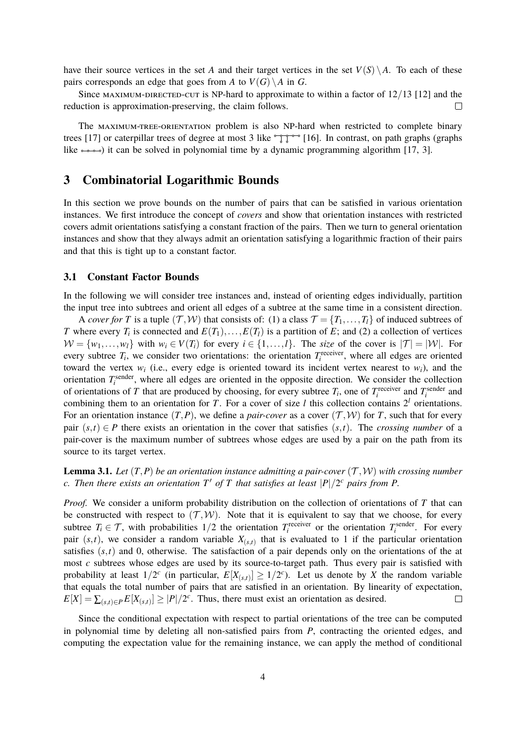have their source vertices in the set $A$ and their target vertices in the set $V(S) \setminus A$. To each of these pairs corresponds an edge that goes from $A$ to $V(G) \setminus A$ in $G$.

Since MAXIMUM-DIRECTED-CUT is NP-hard to approximate to within a factor of $12/13$ [12] and the reduction is approximation-preserving, the claim follows. ☐

The MAXIMUM-TREE-ORIENTATION problem is also NP-hard when restricted to complete binary trees [17] or caterpillar trees of degree at most 3 like [16]. In contrast, on path graphs (graphs like ) it can be solved in polynomial time by a dynamic programming algorithm [17, 3].

## 3 Combinatorial Logarithmic Bounds

In this section we prove bounds on the number of pairs that can be satisfied in various orientation instances. We first introduce the concept of *covers* and show that orientation instances with restricted covers admit orientations satisfying a constant fraction of the pairs. Then we turn to general orientation instances and show that they always admit an orientation satisfying a logarithmic fraction of their pairs and that this is tight up to a constant factor.

### 3.1 Constant Factor Bounds

In the following we will consider tree instances and, instead of orienting edges individually, partition the input tree into subtrees and orient all edges of a subtree at the same time in a consistent direction.

A *cover for* $T$ is a tuple $(\mathcal{T}, \mathcal{W})$ that consists of: (1) a class $\mathcal{T} = \{T_1, \ldots, T_l\}$ of induced subtrees of $T$ where every $T_i$ is connected and $E(T_1), \ldots, E(T_l)$ is a partition of $E$; and (2) a collection of vertices $\mathcal{W} = \{w_1, \ldots, w_l\}$ with $w_i \in V(T_i)$ for every $i \in \{1, \ldots, l\}$. The *size* of the cover is $|\mathcal{T}| = |\mathcal{W}|$. For every subtree $T_i$, we consider two orientations: the orientation $T_i^{\text{receiver}}$, where all edges are oriented toward the vertex $w_i$ (i.e., every edge is oriented toward its incident vertex nearest to $w_i$), and the orientation $T_i^{\text{sender}}$, where all edges are oriented in the opposite direction. We consider the collection of orientations of $T$ that are produced by choosing, for every subtree $T_i$, one of $T_i^{\text{receiver}}$ and $T_i^{\text{sender}}$ and combining them to an orientation for $T$. For a cover of size $l$ this collection contains $2^l$ orientations. For an orientation instance $(T, P)$, we define a *pair-cover* as a cover $(\mathcal{T}, \mathcal{W})$ for $T$, such that for every pair $(s,t) \in P$ there exists an orientation in the cover that satisfies $(s,t)$. The *crossing number* of a pair-cover is the maximum number of subtrees whose edges are used by a pair on the path from its source to its target vertex.

**Lemma 3.1.** *Let $(T, P)$ be an orientation instance admitting a pair-cover $(\mathcal{T}, \mathcal{W})$ with crossing number $c$. Then there exists an orientation $T'$ of $T$ that satisfies at least $|P|/2^c$ pairs from $P$.*

*Proof.* We consider a uniform probability distribution on the collection of orientations of $T$ that can be constructed with respect to $(\mathcal{T}, \mathcal{W})$. Note that it is equivalent to say that we choose, for every subtree $T_i \in \mathcal{T}$, with probabilities $1/2$ the orientation $T_i^{\text{receiver}}$ or the orientation $T_i^{\text{sender}}$. For every pair $(s,t)$, we consider a random variable $X_{(s,t)}$ that is evaluated to 1 if the particular orientation satisfies $(s,t)$ and 0, otherwise. The satisfaction of a pair depends only on the orientations of the at most $c$ subtrees whose edges are used by its source-to-target path. Thus every pair is satisfied with probability at least $1/2^c$ (in particular, $E[X_{(s,t)}] \geq 1/2^c$). Let us denote by $X$ the random variable that equals the total number of pairs that are satisfied in an orientation. By linearity of expectation, $E[X] = \sum_{(s,t) \in P} E[X_{(s,t)}] \geq |P|/2^c$. Thus, there must exist an orientation as desired. ☐

Since the conditional expectation with respect to partial orientations of the tree can be computed in polynomial time by deleting all non-satisfied pairs from $P$, contracting the oriented edges, and computing the expectation value for the remaining instance, we can apply the method of conditional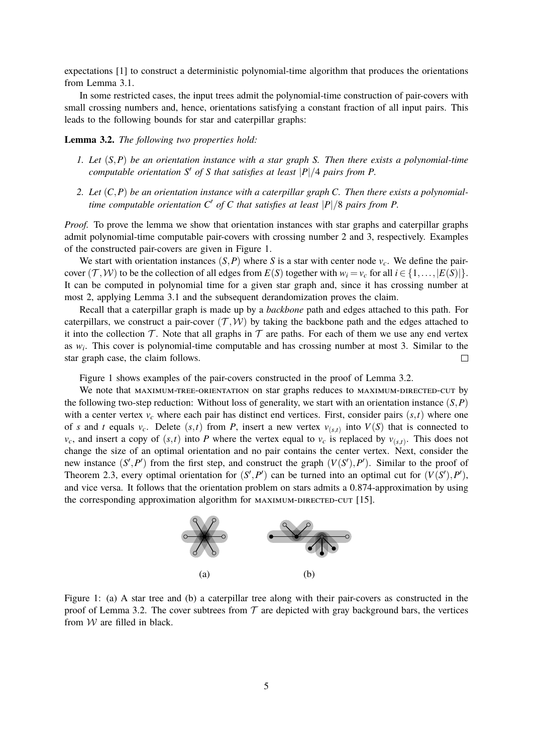expectations [1] to construct a deterministic polynomial-time algorithm that produces the orientations from Lemma 3.1.

In some restricted cases, the input trees admit the polynomial-time construction of pair-covers with small crossing numbers and, hence, orientations satisfying a constant fraction of all input pairs. This leads to the following bounds for star and caterpillar graphs:

**Lemma 3.2.** *The following two properties hold:*

1. *Let $(S,P)$ be an orientation instance with a star graph $S$. Then there exists a polynomial-time computable orientation $S'$ of $S$ that satisfies at least $|P|/4$ pairs from $P$.*
2. *Let $(C,P)$ be an orientation instance with a caterpillar graph $C$. Then there exists a polynomial-time computable orientation $C'$ of $C$ that satisfies at least $|P|/8$ pairs from $P$.*

*Proof.* To prove the lemma we show that orientation instances with star graphs and caterpillar graphs admit polynomial-time computable pair-covers with crossing number 2 and 3, respectively. Examples of the constructed pair-covers are given in Figure 1.

We start with orientation instances $(S,P)$ where $S$ is a star with center node $v_c$. We define the pair-cover $(\mathcal{T},\mathcal{W})$ to be the collection of all edges from $E(S)$ together with $w_i = v_c$ for all $i \in \{1,\ldots,|E(S)|\}$. It can be computed in polynomial time for a given star graph and, since it has crossing number at most 2, applying Lemma 3.1 and the subsequent derandomization proves the claim.

Recall that a caterpillar graph is made up by a *backbone* path and edges attached to this path. For caterpillars, we construct a pair-cover $(\mathcal{T},\mathcal{W})$ by taking the backbone path and the edges attached to it into the collection $\mathcal{T}$. Note that all graphs in $\mathcal{T}$ are paths. For each of them we use any end vertex as $w_i$. This cover is polynomial-time computable and has crossing number at most 3. Similar to the star graph case, the claim follows. ◻

Figure 1 shows examples of the pair-covers constructed in the proof of Lemma 3.2.

We note that MAXIMUM-TREE-ORIENTATION on star graphs reduces to MAXIMUM-DIRECTED-CUT by the following two-step reduction: Without loss of generality, we start with an orientation instance $(S,P)$ with a center vertex $v_c$ where each pair has distinct end vertices. First, consider pairs $(s,t)$ where one of $s$ and $t$ equals $v_c$. Delete $(s,t)$ from $P$, insert a new vertex $v_{(s,t)}$ into $V(S)$ that is connected to $v_c$, and insert a copy of $(s,t)$ into $P$ where the vertex equal to $v_c$ is replaced by $v_{(s,t)}$. This does not change the size of an optimal orientation and no pair contains the center vertex. Next, consider the new instance $(S',P')$ from the first step, and construct the graph $(V(S'),P')$. Similar to the proof of Theorem 2.3, every optimal orientation for $(S',P')$ can be turned into an optimal cut for $(V(S'),P')$, and vice versa. It follows that the orientation problem on stars admits a 0.874-approximation by using the corresponding approximation algorithm for MAXIMUM-DIRECTED-CUT [15].

(a) (b)

Figure 1: (a) A star tree and (b) a caterpillar tree along with their pair-covers as constructed in the proof of Lemma 3.2. The cover subtrees from $\mathcal{T}$ are depicted with gray background bars, the vertices from $\mathcal{W}$ are filled in black.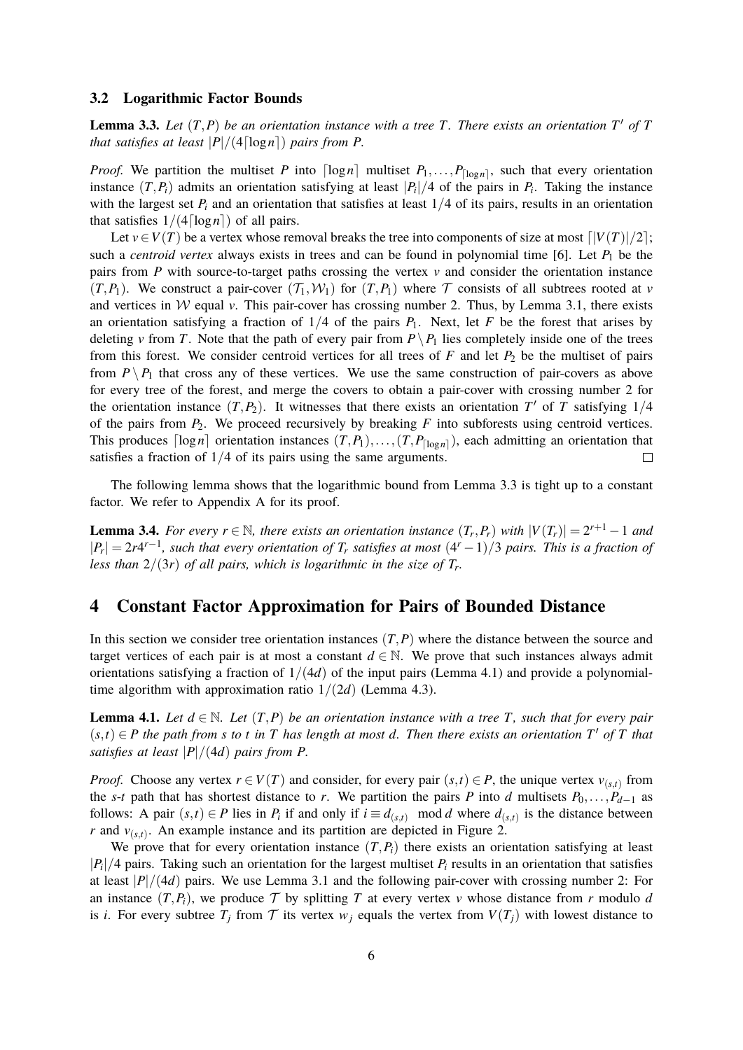### 3.2 Logarithmic Factor Bounds

**Lemma 3.3.** *Let $(T,P)$ be an orientation instance with a tree $T$. There exists an orientation $T'$ of $T$ that satisfies at least $|P|/(4\lceil \log n \rceil)$ pairs from $P$.*

*Proof.* We partition the multiset $P$ into $\lceil \log n \rceil$ multiset $P_1, \ldots, P_{\lceil \log n \rceil}$, such that every orientation instance $(T,P_i)$ admits an orientation satisfying at least $|P_i|/4$ of the pairs in $P_i$. Taking the instance with the largest set $P_i$ and an orientation that satisfies at least $1/4$ of its pairs, results in an orientation that satisfies $1/(4\lceil \log n \rceil)$ of all pairs.

Let $v \in V(T)$ be a vertex whose removal breaks the tree into components of size at most $\lceil |V(T)|/2 \rceil$; such a *centroid vertex* always exists in trees and can be found in polynomial time [6]. Let $P_1$ be the pairs from $P$ with source-to-target paths crossing the vertex $v$ and consider the orientation instance $(T,P_1)$. We construct a pair-cover $(\mathcal{T}_1, \mathcal{W}_1)$ for $(T,P_1)$ where $\mathcal{T}$ consists of all subtrees rooted at $v$ and vertices in $\mathcal{W}$ equal $v$. This pair-cover has crossing number 2. Thus, by Lemma 3.1, there exists an orientation satisfying a fraction of $1/4$ of the pairs $P_1$. Next, let $F$ be the forest that arises by deleting $v$ from $T$. Note that the path of every pair from $P \setminus P_1$ lies completely inside one of the trees from this forest. We consider centroid vertices for all trees of $F$ and let $P_2$ be the multiset of pairs from $P \setminus P_1$ that cross any of these vertices. We use the same construction of pair-covers as above for every tree of the forest, and merge the covers to obtain a pair-cover with crossing number 2 for the orientation instance $(T,P_2)$. It witnesses that there exists an orientation $T'$ of $T$ satisfying $1/4$ of the pairs from $P_2$. We proceed recursively by breaking $F$ into subforests using centroid vertices. This produces $\lceil \log n \rceil$ orientation instances $(T,P_1), \ldots, (T,P_{\lceil \log n \rceil})$, each admitting an orientation that satisfies a fraction of $1/4$ of its pairs using the same arguments. $\square$

The following lemma shows that the logarithmic bound from Lemma 3.3 is tight up to a constant factor. We refer to Appendix A for its proof.

**Lemma 3.4.** *For every $r \in \mathbb{N}$, there exists an orientation instance $(T_r,P_r)$ with $|V(T_r)| = 2^{r+1}-1$ and $|P_r| = 2r4^{r-1}$, such that every orientation of $T_r$ satisfies at most $(4^r-1)/3$ pairs. This is a fraction of less than $2/(3r)$ of all pairs, which is logarithmic in the size of $T_r$.*

## 4 Constant Factor Approximation for Pairs of Bounded Distance

In this section we consider tree orientation instances $(T,P)$ where the distance between the source and target vertices of each pair is at most a constant $d \in \mathbb{N}$. We prove that such instances always admit orientations satisfying a fraction of $1/(4d)$ of the input pairs (Lemma 4.1) and provide a polynomial-time algorithm with approximation ratio $1/(2d)$ (Lemma 4.3).

**Lemma 4.1.** *Let $d \in \mathbb{N}$. Let $(T,P)$ be an orientation instance with a tree $T$, such that for every pair $(s,t) \in P$ the path from $s$ to $t$ in $T$ has length at most $d$. Then there exists an orientation $T'$ of $T$ that satisfies at least $|P|/(4d)$ pairs from $P$.*

*Proof.* Choose any vertex $r \in V(T)$ and consider, for every pair $(s,t) \in P$, the unique vertex $v_{(s,t)}$ from the $s$-$t$ path that has shortest distance to $r$. We partition the pairs $P$ into $d$ multisets $P_0, \ldots, P_{d-1}$ as follows: A pair $(s,t) \in P$ lies in $P_i$ if and only if $i \equiv d_{(s,t)} \mod d$ where $d_{(s,t)}$ is the distance between $r$ and $v_{(s,t)}$. An example instance and its partition are depicted in Figure 2.

We prove that for every orientation instance $(T,P_i)$ there exists an orientation satisfying at least $|P_i|/4$ pairs. Taking such an orientation for the largest multiset $P_i$ results in an orientation that satisfies at least $|P|/(4d)$ pairs. We use Lemma 3.1 and the following pair-cover with crossing number 2: For an instance $(T,P_i)$, we produce $\mathcal{T}$ by splitting $T$ at every vertex $v$ whose distance from $r$ modulo $d$ is $i$. For every subtree $T_j$ from $\mathcal{T}$ its vertex $w_j$ equals the vertex from $V(T_j)$ with lowest distance to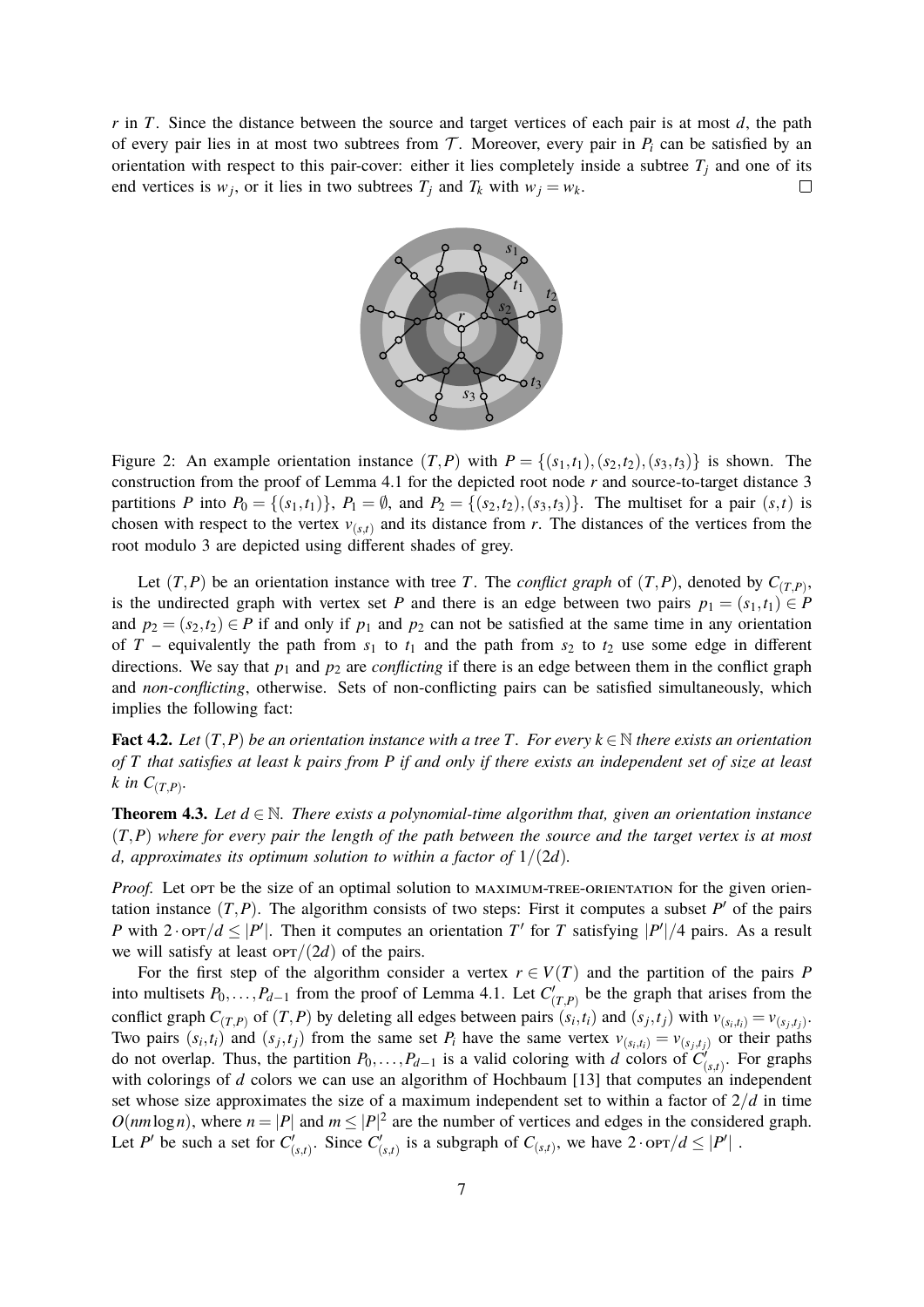$r$ in $T$. Since the distance between the source and target vertices of each pair is at most $d$, the path of every pair lies in at most two subtrees from $\mathcal{T}$. Moreover, every pair in $P_i$ can be satisfied by an orientation with respect to this pair-cover: either it lies completely inside a subtree $T_j$ and one of its end vertices is $w_j$, or it lies in two subtrees $T_j$ and $T_k$ with $w_j = w_k$. □

Figure 2: An example orientation instance $(T,P)$ with $P = \{(s_1,t_1),(s_2,t_2),(s_3,t_3)\}$ is shown. The construction from the proof of Lemma 4.1 for the depicted root node $r$ and source-to-target distance 3 partitions $P$ into $P_0 = \{(s_1,t_1)\}$, $P_1 = \emptyset$, and $P_2 = \{(s_2,t_2),(s_3,t_3)\}$. The multiset for a pair $(s,t)$ is chosen with respect to the vertex $v_{(s,t)}$ and its distance from $r$. The distances of the vertices from the root modulo 3 are depicted using different shades of grey.

Let $(T,P)$ be an orientation instance with tree $T$. The *conflict graph* of $(T,P)$, denoted by $C_{(T,P)}$, is the undirected graph with vertex set $P$ and there is an edge between two pairs $p_1 = (s_1,t_1) \in P$ and $p_2 = (s_2,t_2) \in P$ if and only if $p_1$ and $p_2$ can not be satisfied at the same time in any orientation of $T$ – equivalently the path from $s_1$ to $t_1$ and the path from $s_2$ to $t_2$ use some edge in different directions. We say that $p_1$ and $p_2$ are *conflicting* if there is an edge between them in the conflict graph and *non-conflicting*, otherwise. Sets of non-conflicting pairs can be satisfied simultaneously, which implies the following fact:

**Fact 4.2.** *Let $(T,P)$ be an orientation instance with a tree $T$. For every $k \in \mathbb{N}$ there exists an orientation of $T$ that satisfies at least $k$ pairs from $P$ if and only if there exists an independent set of size at least $k$ in $C_{(T,P)}$.*

**Theorem 4.3.** *Let $d \in \mathbb{N}$. There exists a polynomial-time algorithm that, given an orientation instance $(T,P)$ where for every pair the length of the path between the source and the target vertex is at most $d$, approximates its optimum solution to within a factor of $1/(2d)$.*

*Proof.* Let OPT be the size of an optimal solution to MAXIMUM-TREE-ORIENTATION for the given orientation instance $(T,P)$. The algorithm consists of two steps: First it computes a subset $P'$ of the pairs $P$ with $2 \cdot \text{OPT}/d \leq |P'|$. Then it computes an orientation $T'$ for $T$ satisfying $|P'|/4$ pairs. As a result we will satisfy at least $\text{OPT}/(2d)$ of the pairs.

For the first step of the algorithm consider a vertex $r \in V(T)$ and the partition of the pairs $P$ into multisets $P_0, \dots, P_{d-1}$ from the proof of Lemma 4.1. Let $C'_{(T,P)}$ be the graph that arises from the conflict graph $C_{(T,P)}$ of $(T,P)$ by deleting all edges between pairs $(s_i,t_i)$ and $(s_j,t_j)$ with $v_{(s_i,t_i)} = v_{(s_j,t_j)}$. Two pairs $(s_i,t_i)$ and $(s_j,t_j)$ from the same set $P_i$ have the same vertex $v_{(s_i,t_i)} = v_{(s_j,t_j)}$ or their paths do not overlap. Thus, the partition $P_0, \dots, P_{d-1}$ is a valid coloring with $d$ colors of $C'_{(s,t)}$. For graphs with colorings of $d$ colors we can use an algorithm of Hochbaum [13] that computes an independent set whose size approximates the size of a maximum independent set to within a factor of $2/d$ in time $O(nm \log n)$, where $n = |P|$ and $m \leq |P|^2$ are the number of vertices and edges in the considered graph. Let $P'$ be such a set for $C'_{(s,t)}$. Since $C'_{(s,t)}$ is a subgraph of $C_{(s,t)}$, we have $2 \cdot \text{OPT}/d \leq |P'|$.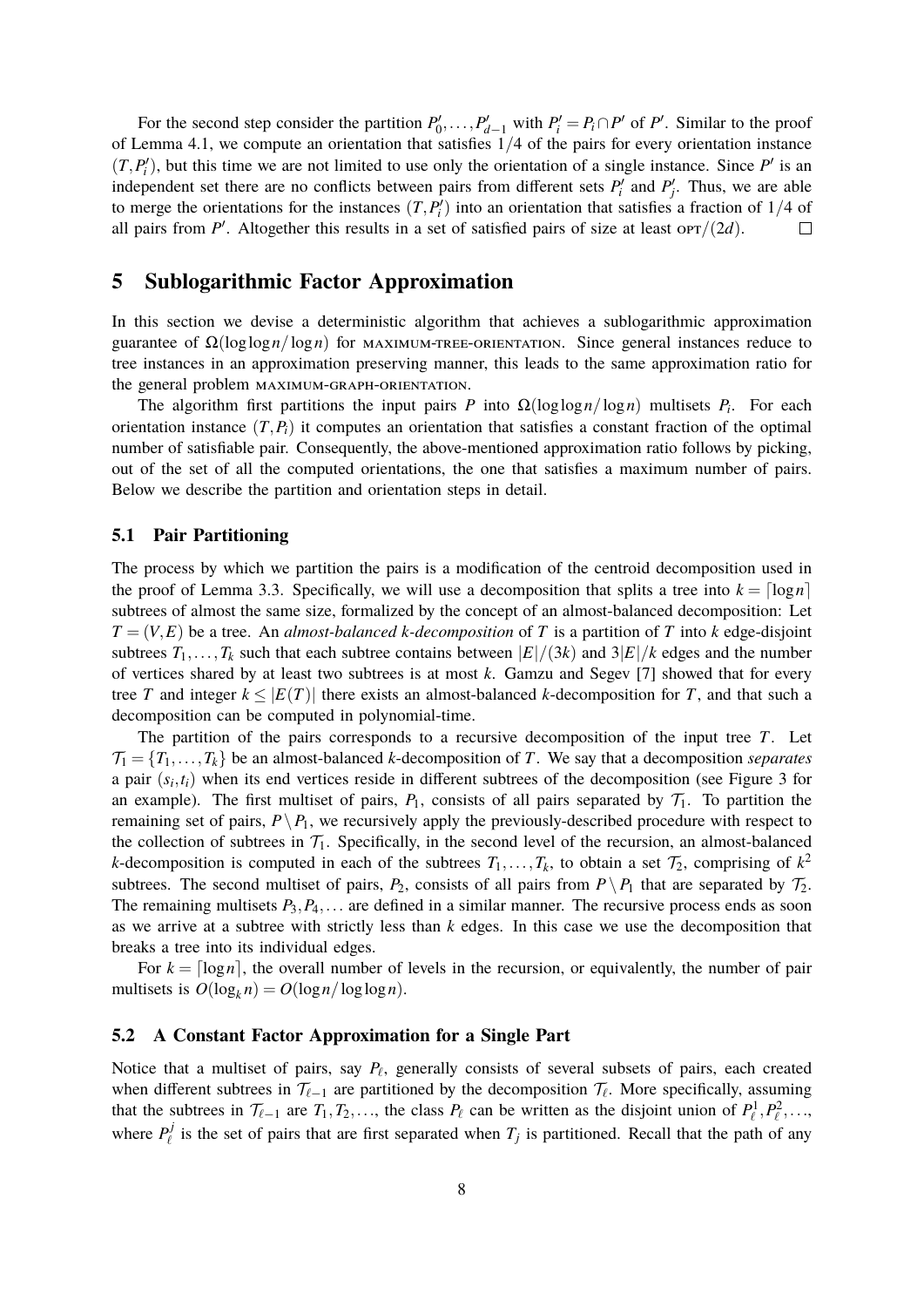For the second step consider the partition $P'_0, \ldots, P'_{d-1}$ with $P'_i = P_i \cap P'$ of $P'$. Similar to the proof of Lemma 4.1, we compute an orientation that satisfies $1/4$ of the pairs for every orientation instance $(T, P'_i)$, but this time we are not limited to use only the orientation of a single instance. Since $P'$ is an independent set there are no conflicts between pairs from different sets $P'_i$ and $P'_j$. Thus, we are able to merge the orientations for the instances $(T, P'_i)$ into an orientation that satisfies a fraction of $1/4$ of all pairs from $P'$. Altogether this results in a set of satisfied pairs of size at least $\text{OPT}/(2d)$. □

## 5 Sublogarithmic Factor Approximation

In this section we devise a deterministic algorithm that achieves a sublogarithmic approximation guarantee of $\Omega(\log\log n/\log n)$ for MAXIMUM-TREE-ORIENTATION. Since general instances reduce to tree instances in an approximation preserving manner, this leads to the same approximation ratio for the general problem MAXIMUM-GRAPH-ORIENTATION.

The algorithm first partitions the input pairs $P$ into $\Omega(\log\log n/\log n)$ multisets $P_i$. For each orientation instance $(T, P_i)$ it computes an orientation that satisfies a constant fraction of the optimal number of satisfiable pair. Consequently, the above-mentioned approximation ratio follows by picking, out of the set of all the computed orientations, the one that satisfies a maximum number of pairs. Below we describe the partition and orientation steps in detail.

### 5.1 Pair Partitioning

The process by which we partition the pairs is a modification of the centroid decomposition used in the proof of Lemma 3.3. Specifically, we will use a decomposition that splits a tree into $k = \lceil \log n \rceil$ subtrees of almost the same size, formalized by the concept of an almost-balanced decomposition: Let $T = (V, E)$ be a tree. An *almost-balanced $k$-decomposition* of $T$ is a partition of $T$ into $k$ edge-disjoint subtrees $T_1, \ldots, T_k$ such that each subtree contains between $|E|/(3k)$ and $3|E|/k$ edges and the number of vertices shared by at least two subtrees is at most $k$. Gamzu and Segev [7] showed that for every tree $T$ and integer $k \leq |E(T)|$ there exists an almost-balanced $k$-decomposition for $T$, and that such a decomposition can be computed in polynomial-time.

The partition of the pairs corresponds to a recursive decomposition of the input tree $T$. Let $\mathcal{T}_1 = \{T_1, \ldots, T_k\}$ be an almost-balanced $k$-decomposition of $T$. We say that a decomposition *separates* a pair $(s_i, t_i)$ when its end vertices reside in different subtrees of the decomposition (see Figure 3 for an example). The first multiset of pairs, $P_1$, consists of all pairs separated by $\mathcal{T}_1$. To partition the remaining set of pairs, $P \setminus P_1$, we recursively apply the previously-described procedure with respect to the collection of subtrees in $\mathcal{T}_1$. Specifically, in the second level of the recursion, an almost-balanced $k$-decomposition is computed in each of the subtrees $T_1, \ldots, T_k$, to obtain a set $\mathcal{T}_2$, comprising of $k^2$ subtrees. The second multiset of pairs, $P_2$, consists of all pairs from $P \setminus P_1$ that are separated by $\mathcal{T}_2$. The remaining multisets $P_3, P_4, \ldots$ are defined in a similar manner. The recursive process ends as soon as we arrive at a subtree with strictly less than $k$ edges. In this case we use the decomposition that breaks a tree into its individual edges.

For $k = \lceil \log n \rceil$, the overall number of levels in the recursion, or equivalently, the number of pair multisets is $O(\log_k n) = O(\log n/\log\log n)$.

### 5.2 A Constant Factor Approximation for a Single Part

Notice that a multiset of pairs, say $P_\ell$, generally consists of several subsets of pairs, each created when different subtrees in $\mathcal{T}_{\ell-1}$ are partitioned by the decomposition $\mathcal{T}_\ell$. More specifically, assuming that the subtrees in $\mathcal{T}_{\ell-1}$ are $T_1, T_2, \ldots$, the class $P_\ell$ can be written as the disjoint union of $P^1_\ell, P^2_\ell, \ldots$, where $P^j_\ell$ is the set of pairs that are first separated when $T_j$ is partitioned. Recall that the path of any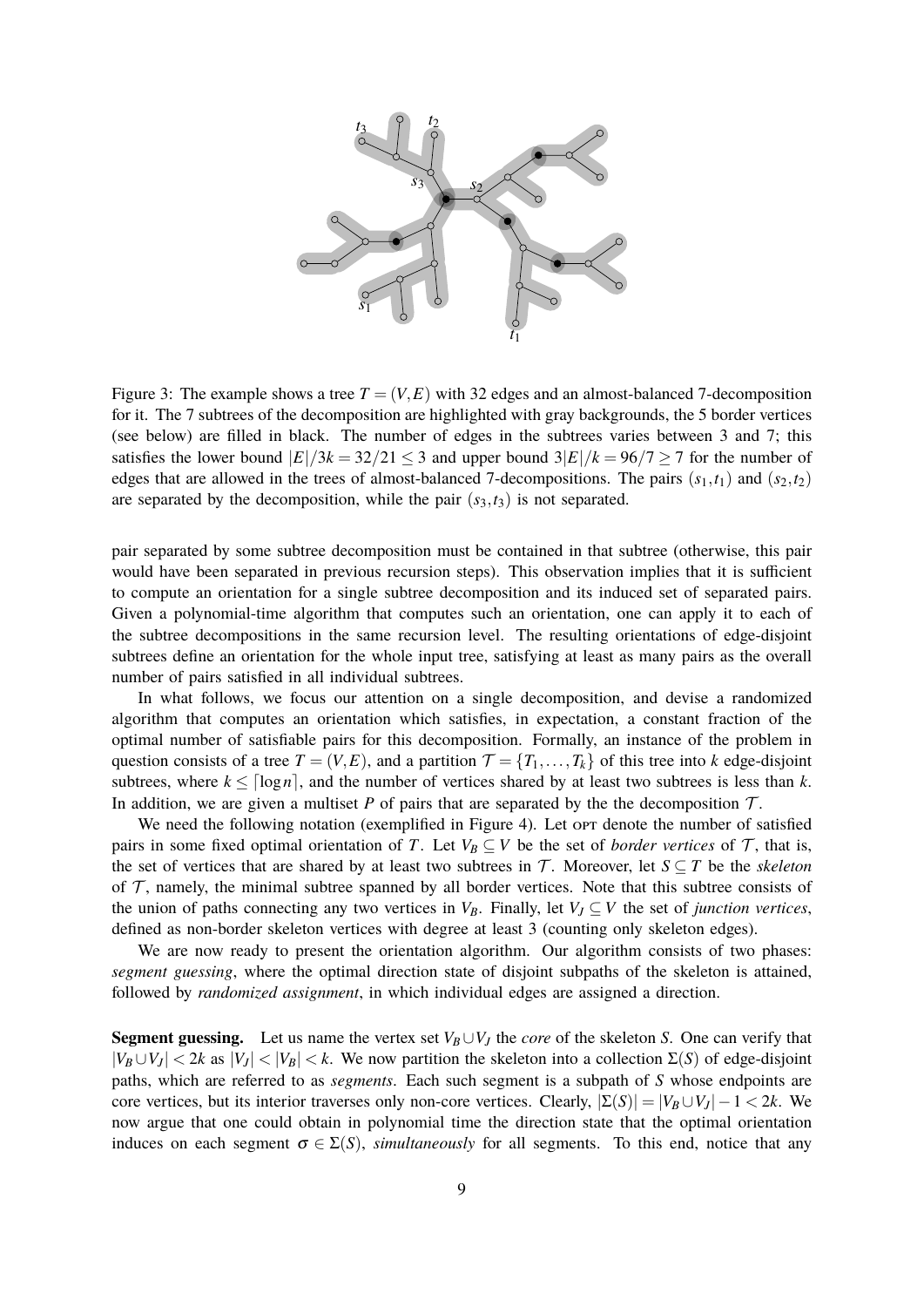Figure 3: The example shows a tree $T = (V,E)$ with 32 edges and an almost-balanced 7-decomposition for it. The 7 subtrees of the decomposition are highlighted with gray backgrounds, the 5 border vertices (see below) are filled in black. The number of edges in the subtrees varies between 3 and 7; this satisfies the lower bound $|E|/3k = 32/21 \leq 3$ and upper bound $3|E|/k = 96/7 \geq 7$ for the number of edges that are allowed in the trees of almost-balanced 7-decompositions. The pairs $(s_1,t_1)$ and $(s_2,t_2)$ are separated by the decomposition, while the pair $(s_3,t_3)$ is not separated.

pair separated by some subtree decomposition must be contained in that subtree (otherwise, this pair would have been separated in previous recursion steps). This observation implies that it is sufficient to compute an orientation for a single subtree decomposition and its induced set of separated pairs. Given a polynomial-time algorithm that computes such an orientation, one can apply it to each of the subtree decompositions in the same recursion level. The resulting orientations of edge-disjoint subtrees define an orientation for the whole input tree, satisfying at least as many pairs as the overall number of pairs satisfied in all individual subtrees.

In what follows, we focus our attention on a single decomposition, and devise a randomized algorithm that computes an orientation which satisfies, in expectation, a constant fraction of the optimal number of satisfiable pairs for this decomposition. Formally, an instance of the problem in question consists of a tree $T = (V,E)$, and a partition $\mathcal{T} = \{T_1,\dots,T_k\}$ of this tree into $k$ edge-disjoint subtrees, where $k \leq \lceil \log n \rceil$, and the number of vertices shared by at least two subtrees is less than $k$. In addition, we are given a multiset $P$ of pairs that are separated by the the decomposition $\mathcal{T}$.

We need the following notation (exemplified in Figure 4). Let OPT denote the number of satisfied pairs in some fixed optimal orientation of $T$. Let $V_B \subseteq V$ be the set of *border vertices* of $\mathcal{T}$, that is, the set of vertices that are shared by at least two subtrees in $\mathcal{T}$. Moreover, let $S \subseteq T$ be the *skeleton* of $\mathcal{T}$, namely, the minimal subtree spanned by all border vertices. Note that this subtree consists of the union of paths connecting any two vertices in $V_B$. Finally, let $V_J \subseteq V$ the set of *junction vertices*, defined as non-border skeleton vertices with degree at least 3 (counting only skeleton edges).

We are now ready to present the orientation algorithm. Our algorithm consists of two phases: *segment guessing*, where the optimal direction state of disjoint subpaths of the skeleton is attained, followed by *randomized assignment*, in which individual edges are assigned a direction.

**Segment guessing.** Let us name the vertex set $V_B \cup V_J$ the *core* of the skeleton $S$. One can verify that $|V_B \cup V_J| < 2k$ as $|V_J| < |V_B| < k$. We now partition the skeleton into a collection $\Sigma(S)$ of edge-disjoint paths, which are referred to as *segments*. Each such segment is a subpath of $S$ whose endpoints are core vertices, but its interior traverses only non-core vertices. Clearly, $|\Sigma(S)| = |V_B \cup V_J| - 1 < 2k$. We now argue that one could obtain in polynomial time the direction state that the optimal orientation induces on each segment $\sigma \in \Sigma(S)$, *simultaneously* for all segments. To this end, notice that any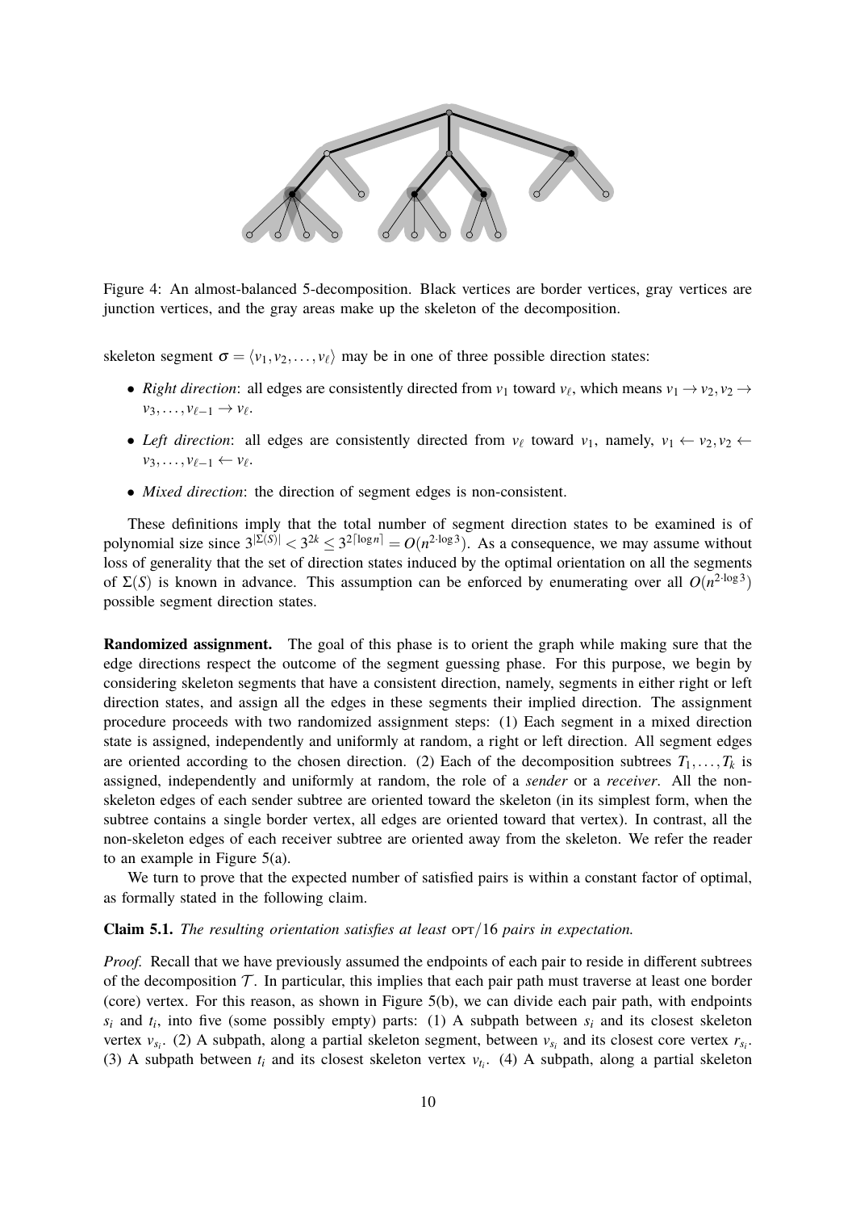Figure 4: An almost-balanced 5-decomposition. Black vertices are border vertices, gray vertices are junction vertices, and the gray areas make up the skeleton of the decomposition.

skeleton segment $\sigma = \langle v_1, v_2, \ldots, v_\ell \rangle$ may be in one of three possible direction states:

- *Right direction*: all edges are consistently directed from $v_1$ toward $v_\ell$, which means $v_1 \to v_2, v_2 \to v_3, \ldots, v_{\ell-1} \to v_\ell$.
- *Left direction*: all edges are consistently directed from $v_\ell$ toward $v_1$, namely, $v_1 \leftarrow v_2, v_2 \leftarrow v_3, \ldots, v_{\ell-1} \leftarrow v_\ell$.
- *Mixed direction*: the direction of segment edges is non-consistent.

These definitions imply that the total number of segment direction states to be examined is of polynomial size since $3^{|\Sigma(S)|} < 3^{2k} \leq 3^{2\lceil \log n \rceil} = O(n^{2 \cdot \log 3})$. As a consequence, we may assume without loss of generality that the set of direction states induced by the optimal orientation on all the segments of $\Sigma(S)$ is known in advance. This assumption can be enforced by enumerating over all $O(n^{2 \cdot \log 3})$ possible segment direction states.

**Randomized assignment.** The goal of this phase is to orient the graph while making sure that the edge directions respect the outcome of the segment guessing phase. For this purpose, we begin by considering skeleton segments that have a consistent direction, namely, segments in either right or left direction states, and assign all the edges in these segments their implied direction. The assignment procedure proceeds with two randomized assignment steps: (1) Each segment in a mixed direction state is assigned, independently and uniformly at random, a right or left direction. All segment edges are oriented according to the chosen direction. (2) Each of the decomposition subtrees $T_1, \ldots, T_k$ is assigned, independently and uniformly at random, the role of a *sender* or a *receiver*. All the non-skeleton edges of each sender subtree are oriented toward the skeleton (in its simplest form, when the subtree contains a single border vertex, all edges are oriented toward that vertex). In contrast, all the non-skeleton edges of each receiver subtree are oriented away from the skeleton. We refer the reader to an example in Figure 5(a).

We turn to prove that the expected number of satisfied pairs is within a constant factor of optimal, as formally stated in the following claim.

**Claim 5.1.** *The resulting orientation satisfies at least* OPT/16 *pairs in expectation.*

*Proof.* Recall that we have previously assumed the endpoints of each pair to reside in different subtrees of the decomposition $\mathcal{T}$. In particular, this implies that each pair path must traverse at least one border (core) vertex. For this reason, as shown in Figure 5(b), we can divide each pair path, with endpoints $s_i$ and $t_i$, into five (some possibly empty) parts: (1) A subpath between $s_i$ and its closest skeleton vertex $v_{s_i}$. (2) A subpath, along a partial skeleton segment, between $v_{s_i}$ and its closest core vertex $r_{s_i}$. (3) A subpath between $t_i$ and its closest skeleton vertex $v_{t_i}$. (4) A subpath, along a partial skeleton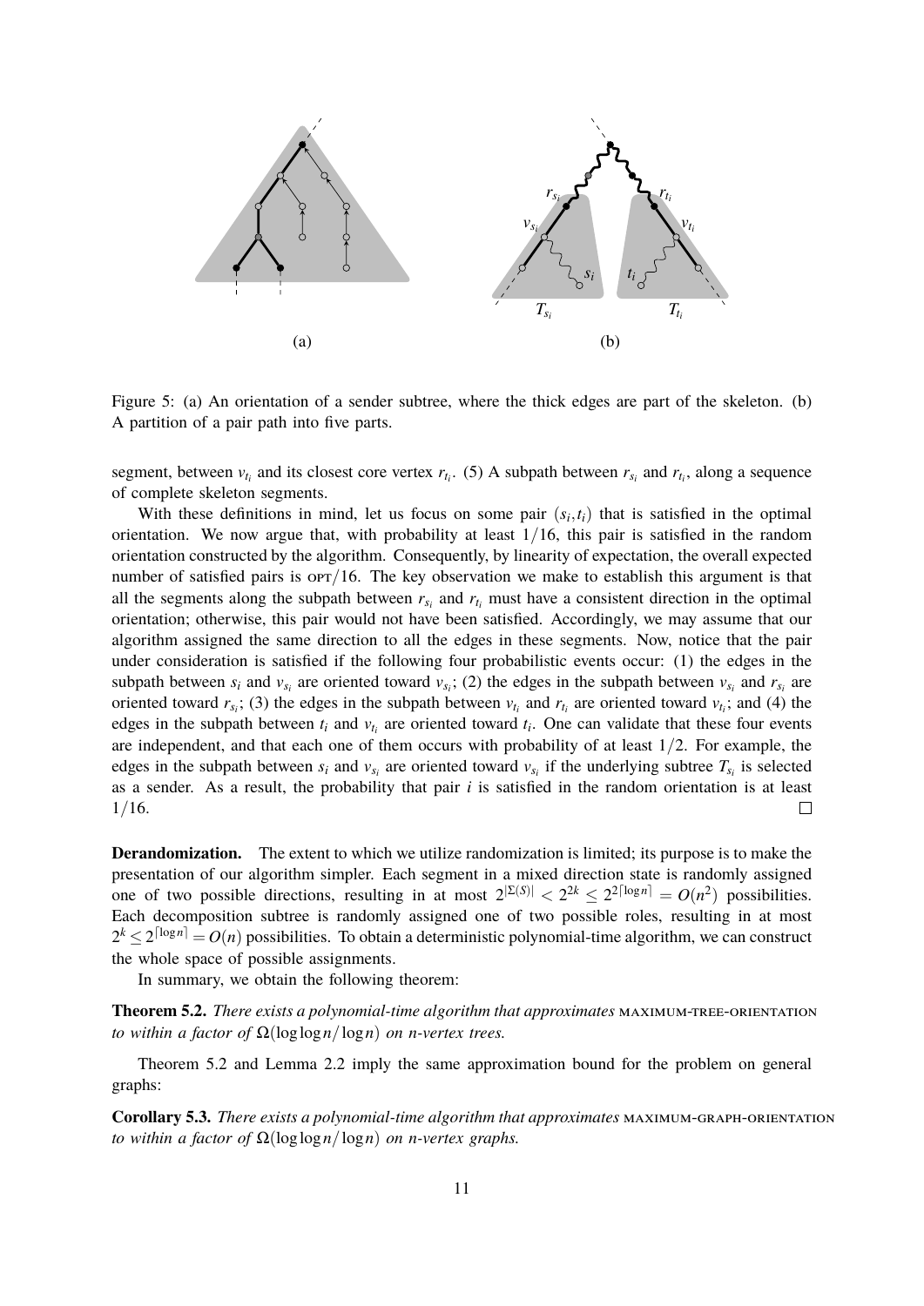Figure 5: (a) An orientation of a sender subtree, where the thick edges are part of the skeleton. (b) A partition of a pair path into five parts.

segment, between $v_{t_i}$ and its closest core vertex $r_{t_i}$. (5) A subpath between $r_{s_i}$ and $r_{t_i}$, along a sequence of complete skeleton segments.

With these definitions in mind, let us focus on some pair $(s_i, t_i)$ that is satisfied in the optimal orientation. We now argue that, with probability at least $1/16$, this pair is satisfied in the random orientation constructed by the algorithm. Consequently, by linearity of expectation, the overall expected number of satisfied pairs is $\text{OPT}/16$. The key observation we make to establish this argument is that all the segments along the subpath between $r_{s_i}$ and $r_{t_i}$ must have a consistent direction in the optimal orientation; otherwise, this pair would not have been satisfied. Accordingly, we may assume that our algorithm assigned the same direction to all the edges in these segments. Now, notice that the pair under consideration is satisfied if the following four probabilistic events occur: (1) the edges in the subpath between $s_i$ and $v_{s_i}$ are oriented toward $v_{s_i}$; (2) the edges in the subpath between $v_{s_i}$ and $r_{s_i}$ are oriented toward $r_{s_i}$; (3) the edges in the subpath between $v_{t_i}$ and $r_{t_i}$ are oriented toward $v_{t_i}$; and (4) the edges in the subpath between $t_i$ and $v_{t_i}$ are oriented toward $t_i$. One can validate that these four events are independent, and that each one of them occurs with probability of at least $1/2$. For example, the edges in the subpath between $s_i$ and $v_{s_i}$ are oriented toward $v_{s_i}$ if the underlying subtree $T_{s_i}$ is selected as a sender. As a result, the probability that pair $i$ is satisfied in the random orientation is at least $1/16$. □

**Derandomization.** The extent to which we utilize randomization is limited; its purpose is to make the presentation of our algorithm simpler. Each segment in a mixed direction state is randomly assigned one of two possible directions, resulting in at most $2^{|\Sigma(S)|} < 2^{2k} \leq 2^{2\lceil \log n \rceil} = O(n^2)$ possibilities. Each decomposition subtree is randomly assigned one of two possible roles, resulting in at most $2^k \leq 2^{\lceil \log n \rceil} = O(n)$ possibilities. To obtain a deterministic polynomial-time algorithm, we can construct the whole space of possible assignments.

In summary, we obtain the following theorem:

**Theorem 5.2.** *There exists a polynomial-time algorithm that approximates* MAXIMUM-TREE-ORIENTATION *to within a factor of $\Omega(\log \log n / \log n)$ on $n$-vertex trees.*

Theorem 5.2 and Lemma 2.2 imply the same approximation bound for the problem on general graphs:

**Corollary 5.3.** *There exists a polynomial-time algorithm that approximates* MAXIMUM-GRAPH-ORIENTATION *to within a factor of $\Omega(\log \log n / \log n)$ on $n$-vertex graphs.*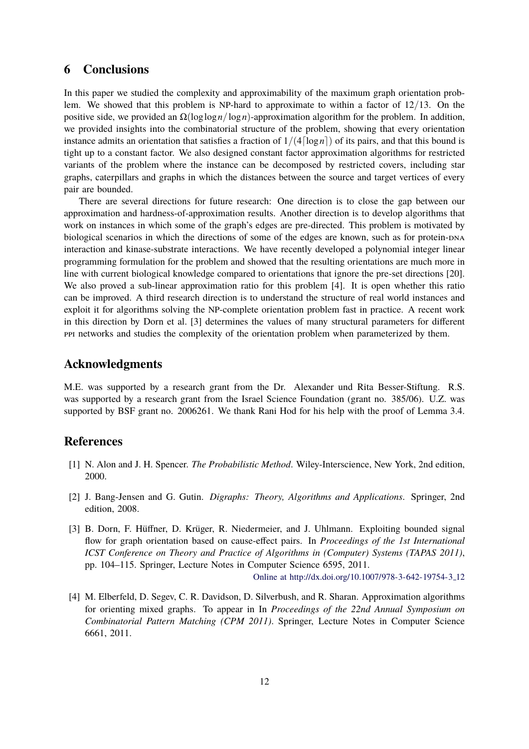## 6 Conclusions

In this paper we studied the complexity and approximability of the maximum graph orientation problem. We showed that this problem is NP-hard to approximate to within a factor of $12/13$. On the positive side, we provided an $\Omega(\log\log n/\log n)$-approximation algorithm for the problem. In addition, we provided insights into the combinatorial structure of the problem, showing that every orientation instance admits an orientation that satisfies a fraction of $1/(4\lceil\log n\rceil)$ of its pairs, and that this bound is tight up to a constant factor. We also designed constant factor approximation algorithms for restricted variants of the problem where the instance can be decomposed by restricted covers, including star graphs, caterpillars and graphs in which the distances between the source and target vertices of every pair are bounded.

There are several directions for future research: One direction is to close the gap between our approximation and hardness-of-approximation results. Another direction is to develop algorithms that work on instances in which some of the graph's edges are pre-directed. This problem is motivated by biological scenarios in which the directions of some of the edges are known, such as for protein-DNA interaction and kinase-substrate interactions. We have recently developed a polynomial integer linear programming formulation for the problem and showed that the resulting orientations are much more in line with current biological knowledge compared to orientations that ignore the pre-set directions [20]. We also proved a sub-linear approximation ratio for this problem [4]. It is open whether this ratio can be improved. A third research direction is to understand the structure of real world instances and exploit it for algorithms solving the NP-complete orientation problem fast in practice. A recent work in this direction by Dorn et al. [3] determines the values of many structural parameters for different PPI networks and studies the complexity of the orientation problem when parameterized by them.

## Acknowledgments

M.E. was supported by a research grant from the Dr. Alexander und Rita Besser-Stiftung. R.S. was supported by a research grant from the Israel Science Foundation (grant no. 385/06). U.Z. was supported by BSF grant no. 2006261. We thank Rani Hod for his help with the proof of Lemma 3.4.

## References

[1] N. Alon and J. H. Spencer. *The Probabilistic Method*. Wiley-Interscience, New York, 2nd edition, 2000.

[2] J. Bang-Jensen and G. Gutin. *Digraphs: Theory, Algorithms and Applications*. Springer, 2nd edition, 2008.

[3] B. Dorn, F. Hüffner, D. Krüger, R. Niedermeier, and J. Uhlmann. Exploiting bounded signal flow for graph orientation based on cause-effect pairs. In *Proceedings of the 1st International ICST Conference on Theory and Practice of Algorithms in (Computer) Systems (TAPAS 2011)*, pp. 104–115. Springer, Lecture Notes in Computer Science 6595, 2011.
Online at http://dx.doi.org/10.1007/978-3-642-19754-3_12

[4] M. Elberfeld, D. Segev, C. R. Davidson, D. Silverbush, and R. Sharan. Approximation algorithms for orienting mixed graphs. To appear in In *Proceedings of the 22nd Annual Symposium on Combinatorial Pattern Matching (CPM 2011)*. Springer, Lecture Notes in Computer Science 6661, 2011.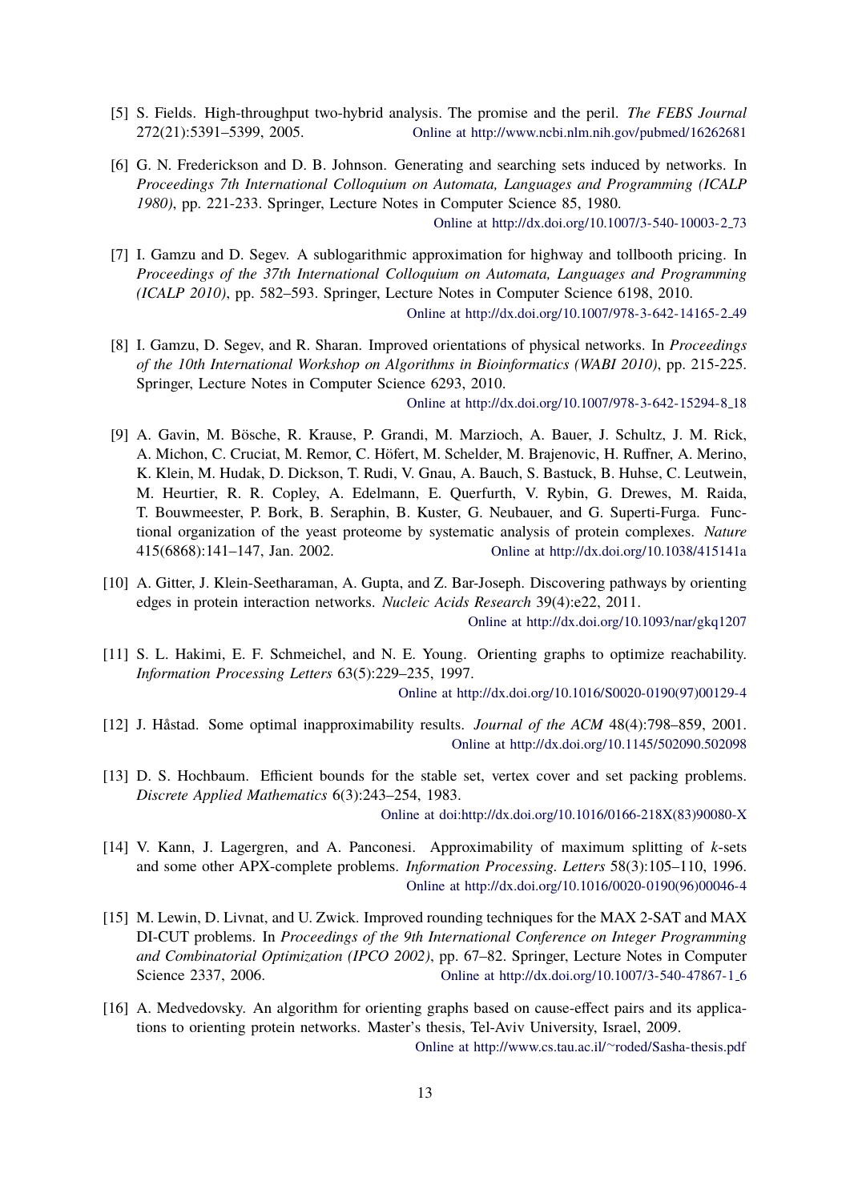[5] S. Fields. High-throughput two-hybrid analysis. The promise and the peril. *The FEBS Journal* 272(21):5391–5399, 2005. Online at http://www.ncbi.nlm.nih.gov/pubmed/16262681

[6] G. N. Frederickson and D. B. Johnson. Generating and searching sets induced by networks. In *Proceedings 7th International Colloquium on Automata, Languages and Programming (ICALP 1980)*, pp. 221-233. Springer, Lecture Notes in Computer Science 85, 1980. Online at http://dx.doi.org/10.1007/3-540-10003-2_73

[7] I. Gamzu and D. Segev. A sublogarithmic approximation for highway and tollbooth pricing. In *Proceedings of the 37th International Colloquium on Automata, Languages and Programming (ICALP 2010)*, pp. 582–593. Springer, Lecture Notes in Computer Science 6198, 2010. Online at http://dx.doi.org/10.1007/978-3-642-14165-2_49

[8] I. Gamzu, D. Segev, and R. Sharan. Improved orientations of physical networks. In *Proceedings of the 10th International Workshop on Algorithms in Bioinformatics (WABI 2010)*, pp. 215-225. Springer, Lecture Notes in Computer Science 6293, 2010. Online at http://dx.doi.org/10.1007/978-3-642-15294-8_18

[9] A. Gavin, M. Bösche, R. Krause, P. Grandi, M. Marzioch, A. Bauer, J. Schultz, J. M. Rick, A. Michon, C. Cruciat, M. Remor, C. Höfert, M. Schelder, M. Brajenovic, H. Ruffner, A. Merino, K. Klein, M. Hudak, D. Dickson, T. Rudi, V. Gnau, A. Bauch, S. Bastuck, B. Huhse, C. Leutwein, M. Heurtier, R. R. Copley, A. Edelmann, E. Querfurth, V. Rybin, G. Drewes, M. Raida, T. Bouwmeester, P. Bork, B. Seraphin, B. Kuster, G. Neubauer, and G. Superti-Furga. Functional organization of the yeast proteome by systematic analysis of protein complexes. *Nature* 415(6868):141–147, Jan. 2002. Online at http://dx.doi.org/10.1038/415141a

[10] A. Gitter, J. Klein-Seetharaman, A. Gupta, and Z. Bar-Joseph. Discovering pathways by orienting edges in protein interaction networks. *Nucleic Acids Research* 39(4):e22, 2011. Online at http://dx.doi.org/10.1093/nar/gkq1207

[11] S. L. Hakimi, E. F. Schmeichel, and N. E. Young. Orienting graphs to optimize reachability. *Information Processing Letters* 63(5):229–235, 1997. Online at http://dx.doi.org/10.1016/S0020-0190(97)00129-4

[12] J. Håstad. Some optimal inapproximability results. *Journal of the ACM* 48(4):798–859, 2001. Online at http://dx.doi.org/10.1145/502090.502098

[13] D. S. Hochbaum. Efficient bounds for the stable set, vertex cover and set packing problems. *Discrete Applied Mathematics* 6(3):243–254, 1983. Online at doi:http://dx.doi.org/10.1016/0166-218X(83)90080-X

[14] V. Kann, J. Lagergren, and A. Panconesi. Approximability of maximum splitting of *k*-sets and some other APX-complete problems. *Information Processing. Letters* 58(3):105–110, 1996. Online at http://dx.doi.org/10.1016/0020-0190(96)00046-4

[15] M. Lewin, D. Livnat, and U. Zwick. Improved rounding techniques for the MAX 2-SAT and MAX DI-CUT problems. In *Proceedings of the 9th International Conference on Integer Programming and Combinatorial Optimization (IPCO 2002)*, pp. 67–82. Springer, Lecture Notes in Computer Science 2337, 2006. Online at http://dx.doi.org/10.1007/3-540-47867-1_6

[16] A. Medvedovsky. An algorithm for orienting graphs based on cause-effect pairs and its applications to orienting protein networks. Master's thesis, Tel-Aviv University, Israel, 2009. Online at http://www.cs.tau.ac.il/~roded/Sasha-thesis.pdf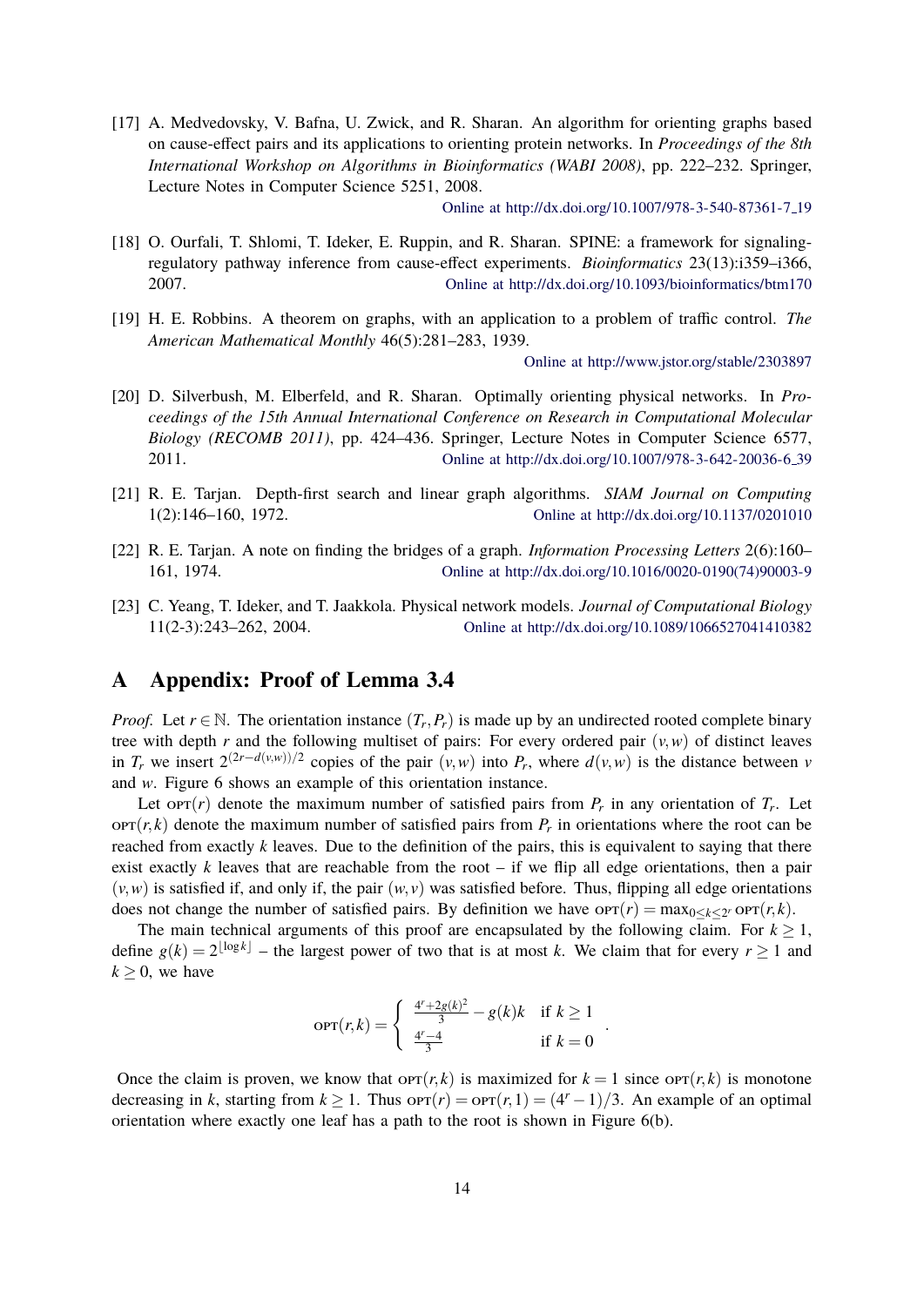[17] A. Medvedovsky, V. Bafna, U. Zwick, and R. Sharan. An algorithm for orienting graphs based on cause-effect pairs and its applications to orienting protein networks. In *Proceedings of the 8th International Workshop on Algorithms in Bioinformatics (WABI 2008)*, pp. 222–232. Springer, Lecture Notes in Computer Science 5251, 2008.
Online at http://dx.doi.org/10.1007/978-3-540-87361-7_19

[18] O. Ourfali, T. Shlomi, T. Ideker, E. Ruppin, and R. Sharan. SPINE: a framework for signaling-regulatory pathway inference from cause-effect experiments. *Bioinformatics* 23(13):i359–i366, 2007. Online at http://dx.doi.org/10.1093/bioinformatics/btm170

[19] H. E. Robbins. A theorem on graphs, with an application to a problem of traffic control. *The American Mathematical Monthly* 46(5):281–283, 1939.
Online at http://www.jstor.org/stable/2303897

[20] D. Silverbush, M. Elberfeld, and R. Sharan. Optimally orienting physical networks. In *Proceedings of the 15th Annual International Conference on Research in Computational Molecular Biology (RECOMB 2011)*, pp. 424–436. Springer, Lecture Notes in Computer Science 6577, 2011. Online at http://dx.doi.org/10.1007/978-3-642-20036-6_39

[21] R. E. Tarjan. Depth-first search and linear graph algorithms. *SIAM Journal on Computing* 1(2):146–160, 1972. Online at http://dx.doi.org/10.1137/0201010

[22] R. E. Tarjan. A note on finding the bridges of a graph. *Information Processing Letters* 2(6):160–161, 1974. Online at http://dx.doi.org/10.1016/0020-0190(74)90003-9

[23] C. Yeang, T. Ideker, and T. Jaakkola. Physical network models. *Journal of Computational Biology* 11(2-3):243–262, 2004. Online at http://dx.doi.org/10.1089/1066527041410382

# A Appendix: Proof of Lemma 3.4

*Proof.* Let $r \in \mathbb{N}$. The orientation instance $(T_r, P_r)$ is made up by an undirected rooted complete binary tree with depth $r$ and the following multiset of pairs: For every ordered pair $(v, w)$ of distinct leaves in $T_r$ we insert $2^{(2r-d(v,w))/2}$ copies of the pair $(v, w)$ into $P_r$, where $d(v, w)$ is the distance between $v$ and $w$. Figure 6 shows an example of this orientation instance.

Let $\text{OPT}(r)$ denote the maximum number of satisfied pairs from $P_r$ in any orientation of $T_r$. Let $\text{OPT}(r, k)$ denote the maximum number of satisfied pairs from $P_r$ in orientations where the root can be reached from exactly $k$ leaves. Due to the definition of the pairs, this is equivalent to saying that there exist exactly $k$ leaves that are reachable from the root – if we flip all edge orientations, then a pair $(v, w)$ is satisfied if, and only if, the pair $(w, v)$ was satisfied before. Thus, flipping all edge orientations does not change the number of satisfied pairs. By definition we have $\text{OPT}(r) = \max_{0 \le k \le 2^r} \text{OPT}(r, k)$.

The main technical arguments of this proof are encapsulated by the following claim. For $k \geq 1$, define $g(k) = 2^{\lfloor \log k \rfloor}$ – the largest power of two that is at most $k$. We claim that for every $r \geq 1$ and $k \geq 0$, we have

$$\text{OPT}(r, k) = \begin{cases} \frac{4^r + 2g(k)^2}{3} - g(k)k & \text{if } k \geq 1 \\ \frac{4^r - 4}{3} & \text{if } k = 0 \end{cases}.$$

Once the claim is proven, we know that $\text{OPT}(r, k)$ is maximized for $k = 1$ since $\text{OPT}(r, k)$ is monotone decreasing in $k$, starting from $k \geq 1$. Thus $\text{OPT}(r) = \text{OPT}(r, 1) = (4^r - 1)/3$. An example of an optimal orientation where exactly one leaf has a path to the root is shown in Figure 6(b).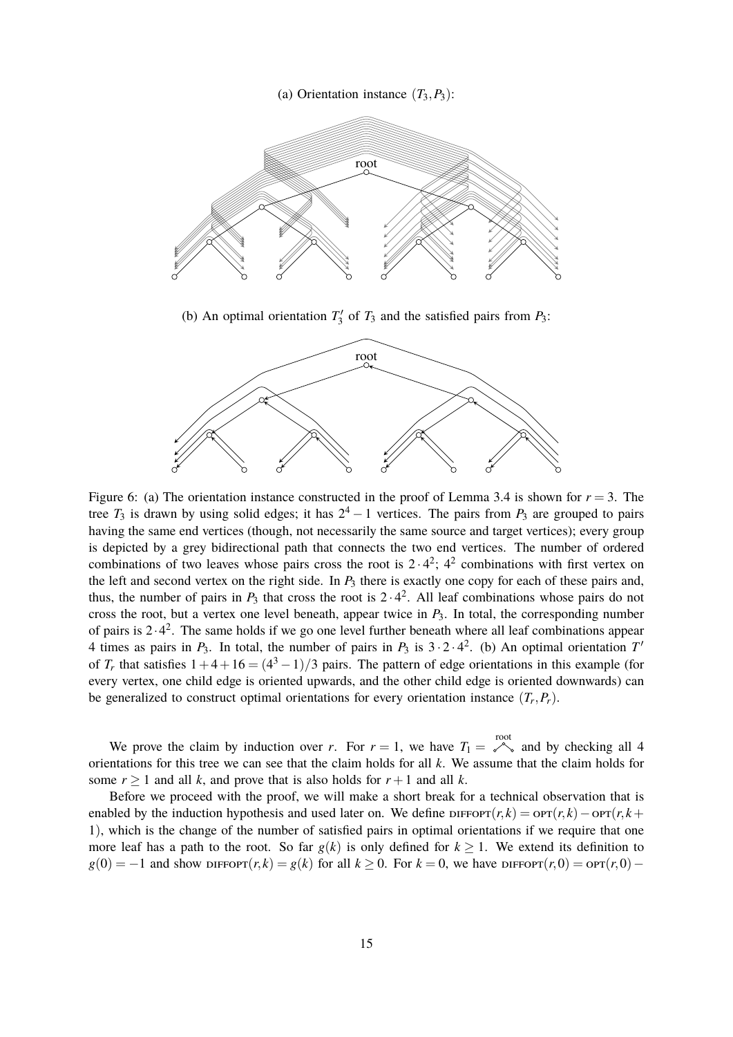(a) Orientation instance $(T_3, P_3)$:

(b) An optimal orientation $T_3'$ of $T_3$ and the satisfied pairs from $P_3$:

Figure 6: (a) The orientation instance constructed in the proof of Lemma 3.4 is shown for $r = 3$. The tree $T_3$ is drawn by using solid edges; it has $2^4 - 1$ vertices. The pairs from $P_3$ are grouped to pairs having the same end vertices (though, not necessarily the same source and target vertices); every group is depicted by a grey bidirectional path that connects the two end vertices. The number of ordered combinations of two leaves whose pairs cross the root is $2 \cdot 4^2$; $4^2$ combinations with first vertex on the left and second vertex on the right side. In $P_3$ there is exactly one copy for each of these pairs and, thus, the number of pairs in $P_3$ that cross the root is $2 \cdot 4^2$. All leaf combinations whose pairs do not cross the root, but a vertex one level beneath, appear twice in $P_3$. In total, the corresponding number of pairs is $2 \cdot 4^2$. The same holds if we go one level further beneath where all leaf combinations appear 4 times as pairs in $P_3$. In total, the number of pairs in $P_3$ is $3 \cdot 2 \cdot 4^2$. (b) An optimal orientation $T'$ of $T_r$ that satisfies $1 + 4 + 16 = (4^3 - 1)/3$ pairs. The pattern of edge orientations in this example (for every vertex, one child edge is oriented upwards, and the other child edge is oriented downwards) can be generalized to construct optimal orientations for every orientation instance $(T_r, P_r)$.

We prove the claim by induction over $r$. For $r = 1$, we have $T_1 =$ (root with two leaves) and by checking all 4 orientations for this tree we can see that the claim holds for all $k$. We assume that the claim holds for some $r \geq 1$ and all $k$, and prove that is also holds for $r+1$ and all $k$.

Before we proceed with the proof, we will make a short break for a technical observation that is enabled by the induction hypothesis and used later on. We define $\text{DIFFOPT}(r,k) = \text{OPT}(r,k) - \text{OPT}(r,k+1)$, which is the change of the number of satisfied pairs in optimal orientations if we require that one more leaf has a path to the root. So far $g(k)$ is only defined for $k \geq 1$. We extend its definition to $g(0) = -1$ and show $\text{DIFFOPT}(r,k) = g(k)$ for all $k \geq 0$. For $k = 0$, we have $\text{DIFFOPT}(r,0) = \text{OPT}(r,0) -$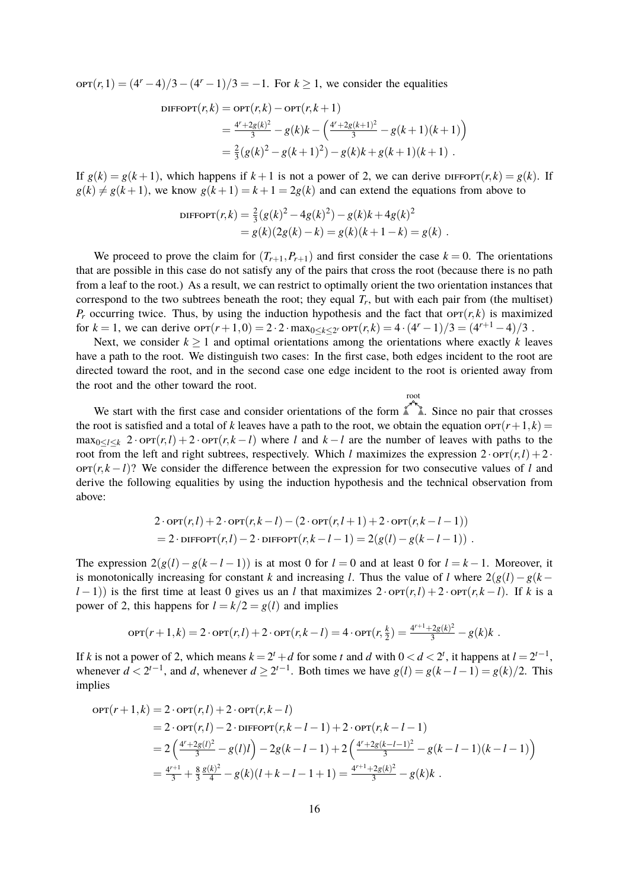$\text{OPT}(r,1) = (4^r - 4)/3 - (4^r - 1)/3 = -1$. For $k \geq 1$, we consider the equalities

$$
\begin{aligned}
\text{DIFFOPT}(r,k) &= \text{OPT}(r,k) - \text{OPT}(r,k+1) \\
&= \tfrac{4^r + 2g(k)^2}{3} - g(k)k - \left(\tfrac{4^r + 2g(k+1)^2}{3} - g(k+1)(k+1)\right) \\
&= \tfrac{2}{3}(g(k)^2 - g(k+1)^2) - g(k)k + g(k+1)(k+1) \ .
\end{aligned}
$$

If $g(k) = g(k+1)$, which happens if $k+1$ is not a power of 2, we can derive $\text{DIFFOPT}(r,k) = g(k)$. If $g(k) \neq g(k+1)$, we know $g(k+1) = k+1 = 2g(k)$ and can extend the equations from above to

$$
\begin{aligned}
\text{DIFFOPT}(r,k) &= \tfrac{2}{3}(g(k)^2 - 4g(k)^2) - g(k)k + 4g(k)^2 \\
&= g(k)(2g(k) - k) = g(k)(k+1-k) = g(k) \ .
\end{aligned}
$$

We proceed to prove the claim for $(T_{r+1}, P_{r+1})$ and first consider the case $k = 0$. The orientations that are possible in this case do not satisfy any of the pairs that cross the root (because there is no path from a leaf to the root.) As a result, we can restrict to optimally orient the two orientation instances that correspond to the two subtrees beneath the root; they equal $T_r$, but with each pair from (the multiset) $P_r$ occurring twice. Thus, by using the induction hypothesis and the fact that $\text{OPT}(r,k)$ is maximized for $k = 1$, we can derive $\text{OPT}(r+1,0) = 2 \cdot 2 \cdot \max_{0 \leq k \leq 2^r} \text{OPT}(r,k) = 4 \cdot (4^r - 1)/3 = (4^{r+1} - 4)/3$ .

Next, we consider $k \geq 1$ and optimal orientations among the orientations where exactly $k$ leaves have a path to the root. We distinguish two cases: In the first case, both edges incident to the root are directed toward the root, and in the second case one edge incident to the root is oriented away from the root and the other toward the root.

We start with the first case and consider orientations of the form [root with both edges directed toward the root]. Since no pair that crosses the root is satisfied and a total of $k$ leaves have a path to the root, we obtain the equation $\text{OPT}(r+1,k) = \max_{0 \leq l \leq k} 2 \cdot \text{OPT}(r,l) + 2 \cdot \text{OPT}(r,k-l)$ where $l$ and $k-l$ are the number of leaves with paths to the root from the left and right subtrees, respectively. Which $l$ maximizes the expression $2 \cdot \text{OPT}(r,l) + 2 \cdot \text{OPT}(r,k-l)$? We consider the difference between the expression for two consecutive values of $l$ and derive the following equalities by using the induction hypothesis and the technical observation from above:

$$
\begin{aligned}
&2 \cdot \text{OPT}(r,l) + 2 \cdot \text{OPT}(r,k-l) - (2 \cdot \text{OPT}(r,l+1) + 2 \cdot \text{OPT}(r,k-l-1)) \\
&= 2 \cdot \text{DIFFOPT}(r,l) - 2 \cdot \text{DIFFOPT}(r,k-l-1) = 2(g(l) - g(k-l-1)) \ .
\end{aligned}
$$

The expression $2(g(l) - g(k-l-1))$ is at most 0 for $l = 0$ and at least 0 for $l = k-1$. Moreover, it is monotonically increasing for constant $k$ and increasing $l$. Thus the value of $l$ where $2(g(l) - g(k-l-1))$ is the first time at least 0 gives us an $l$ that maximizes $2 \cdot \text{OPT}(r,l) + 2 \cdot \text{OPT}(r,k-l)$. If $k$ is a power of 2, this happens for $l = k/2 = g(l)$ and implies

$$
\text{OPT}(r+1,k) = 2 \cdot \text{OPT}(r,l) + 2 \cdot \text{OPT}(r,k-l) = 4 \cdot \text{OPT}(r, \tfrac{k}{2}) = \tfrac{4^{r+1} + 2g(k)^2}{3} - g(k)k \ .
$$

If $k$ is not a power of 2, which means $k = 2^t + d$ for some $t$ and $d$ with $0 < d < 2^t$, it happens at $l = 2^{t-1}$, whenever $d < 2^{t-1}$, and $d$, whenever $d \geq 2^{t-1}$. Both times we have $g(l) = g(k-l-1) = g(k)/2$. This implies

$$
\begin{aligned}
\text{OPT}(r+1,k) &= 2 \cdot \text{OPT}(r,l) + 2 \cdot \text{OPT}(r,k-l) \\
&= 2 \cdot \text{OPT}(r,l) - 2 \cdot \text{DIFFOPT}(r,k-l-1) + 2 \cdot \text{OPT}(r,k-l-1) \\
&= 2\left(\tfrac{4^r + 2g(l)^2}{3} - g(l)l\right) - 2g(k-l-1) + 2\left(\tfrac{4^r + 2g(k-l-1)^2}{3} - g(k-l-1)(k-l-1)\right) \\
&= \tfrac{4^{r+1}}{3} + \tfrac{8}{3}\tfrac{g(k)^2}{4} - g(k)(l + k - l - 1 + 1) = \tfrac{4^{r+1} + 2g(k)^2}{3} - g(k)k \ .
\end{aligned}
$$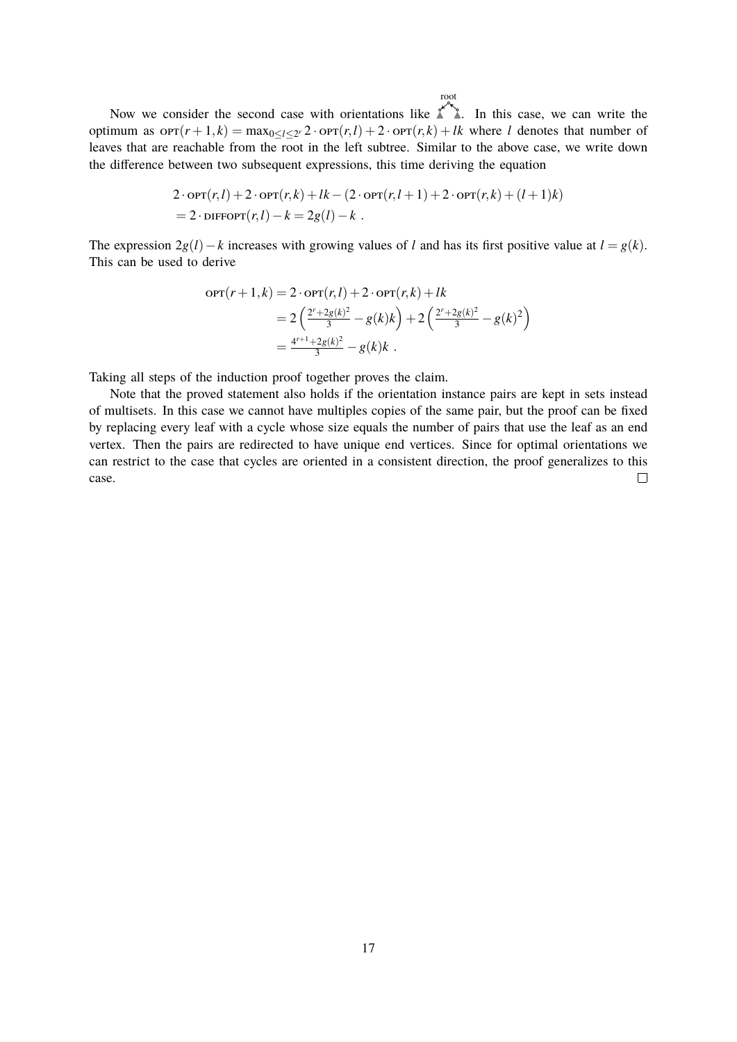Now we consider the second case with orientations like $\overset{\text{root}}{\swarrow\nwarrow}$. In this case, we can write the optimum as $\text{OPT}(r+1,k) = \max_{0 \le l \le 2^r} 2 \cdot \text{OPT}(r,l) + 2 \cdot \text{OPT}(r,k) + lk$ where $l$ denotes that number of leaves that are reachable from the root in the left subtree. Similar to the above case, we write down the difference between two subsequent expressions, this time deriving the equation

$$
\begin{aligned}
& 2 \cdot \text{OPT}(r,l) + 2 \cdot \text{OPT}(r,k) + lk - (2 \cdot \text{OPT}(r,l+1) + 2 \cdot \text{OPT}(r,k) + (l+1)k) \\
&= 2 \cdot \text{DIFFOPT}(r,l) - k = 2g(l) - k \ .
\end{aligned}
$$

The expression $2g(l) - k$ increases with growing values of $l$ and has its first positive value at $l = g(k)$. This can be used to derive

$$
\begin{aligned}
\text{OPT}(r+1,k) &= 2 \cdot \text{OPT}(r,l) + 2 \cdot \text{OPT}(r,k) + lk \\
&= 2\left(\tfrac{2^r + 2g(k)^2}{3} - g(k)k\right) + 2\left(\tfrac{2^r + 2g(k)^2}{3} - g(k)^2\right) \\
&= \tfrac{4^{r+1} + 2g(k)^2}{3} - g(k)k \ .
\end{aligned}
$$

Taking all steps of the induction proof together proves the claim.

Note that the proved statement also holds if the orientation instance pairs are kept in sets instead of multisets. In this case we cannot have multiples copies of the same pair, but the proof can be fixed by replacing every leaf with a cycle whose size equals the number of pairs that use the leaf as an end vertex. Then the pairs are redirected to have unique end vertices. Since for optimal orientations we can restrict to the case that cycles are oriented in a consistent direction, the proof generalizes to this case. □